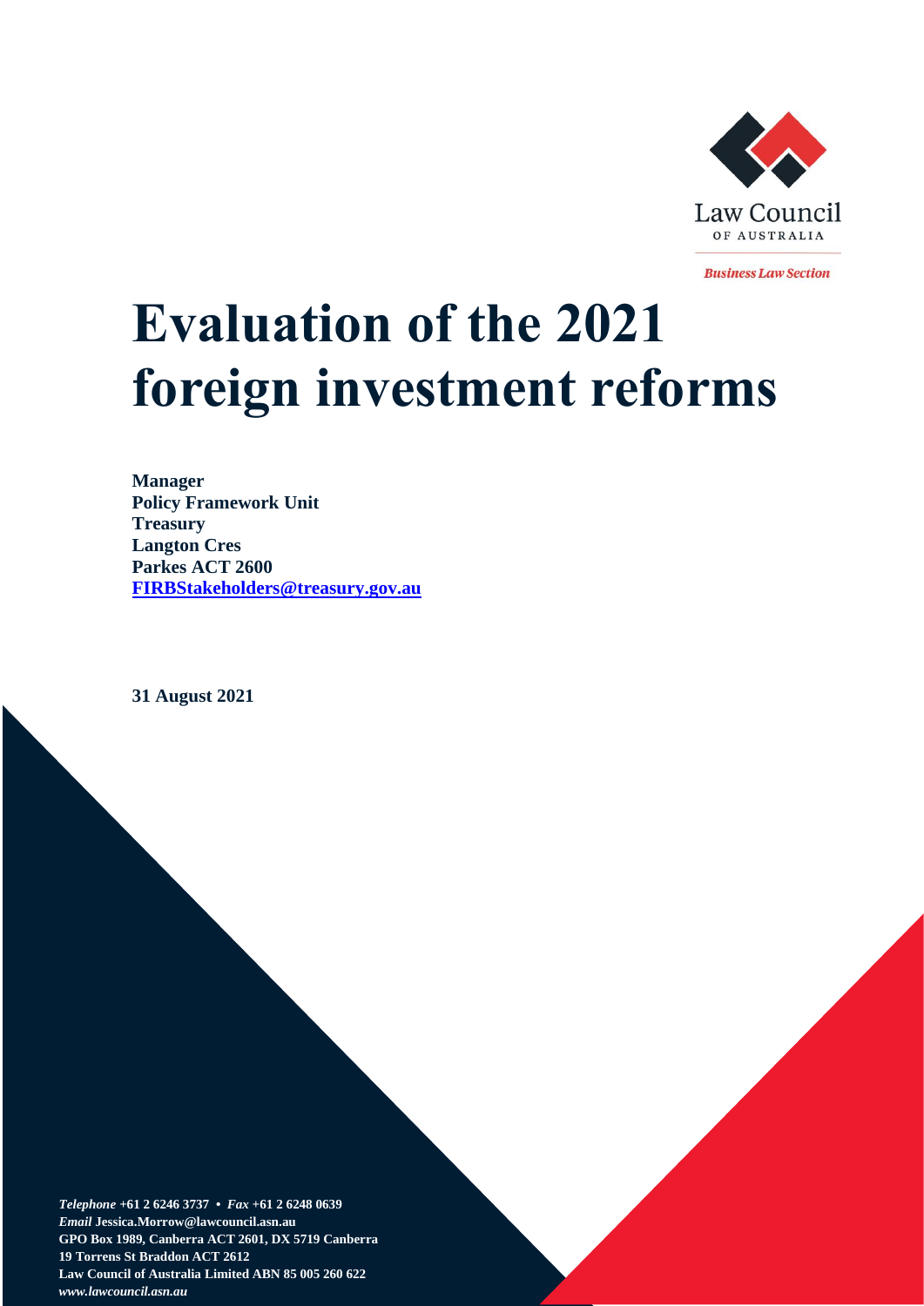Law Council OF AUSTRALIA

*Business Law Section*

# Evaluation of the 2021 foreign investment reforms

**Manager**
**Policy Framework Unit**
**Treasury**
**Langton Cres**
**Parkes ACT 2600**
**[FIRBStakeholders@treasury.gov.au](mailto:FIRBStakeholders@treasury.gov.au)**

**31 August 2021**

***Telephone*** **+61 2 6246 3737 •** ***Fax*** **+61 2 6248 0639**
***Email*** **Jessica.Morrow@lawcouncil.asn.au**
**GPO Box 1989, Canberra ACT 2601, DX 5719 Canberra**
**19 Torrens St Braddon ACT 2612**
**Law Council of Australia Limited ABN 85 005 260 622**
***www.lawcouncil.asn.au***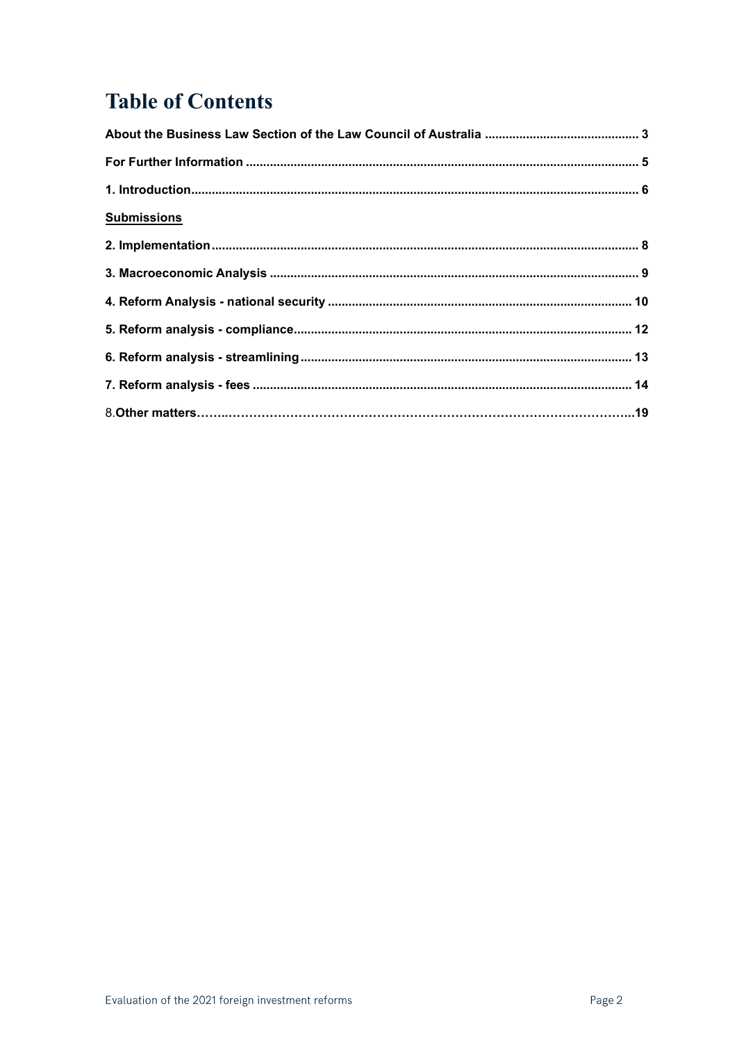# Table of Contents

**About the Business Law Section of the Law Council of Australia** ............................................ **3**

**For Further Information** ................................................................................................................ **5**

**1. Introduction**.................................................................................................................................. **6**

**Submissions**

**2. Implementation**........................................................................................................................... **8**

**3. Macroeconomic Analysis** .......................................................................................................... **9**

**4. Reform Analysis - national security** ....................................................................................... **10**

**5. Reform analysis - compliance**.................................................................................................. **12**

**6. Reform analysis - streamlining**................................................................................................ **13**

**7. Reform analysis - fees** .............................................................................................................. **14**

8.**Other matters**……..………………………………………………………………………………………..**19**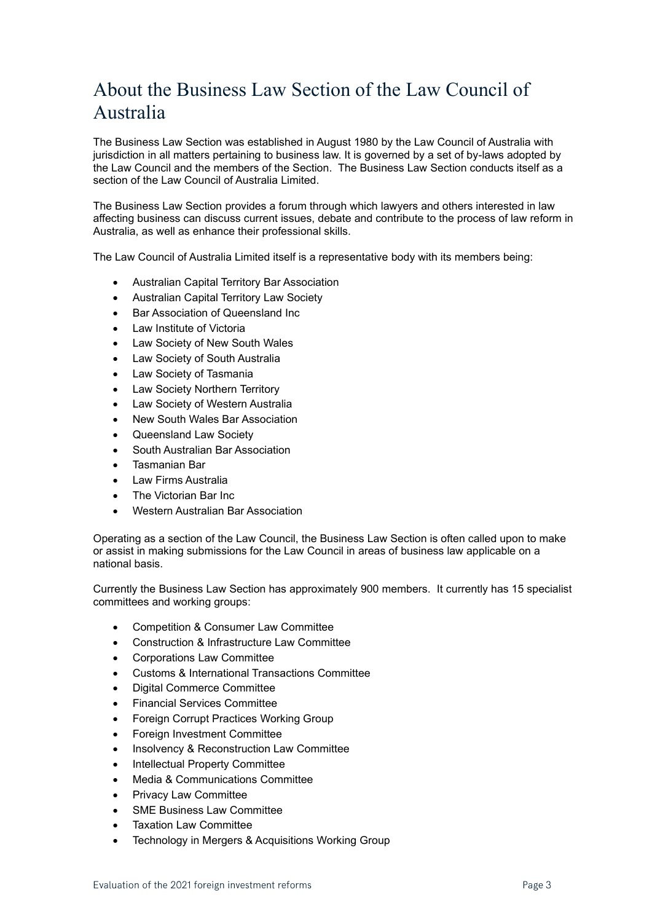# About the Business Law Section of the Law Council of Australia

The Business Law Section was established in August 1980 by the Law Council of Australia with jurisdiction in all matters pertaining to business law. It is governed by a set of by-laws adopted by the Law Council and the members of the Section. The Business Law Section conducts itself as a section of the Law Council of Australia Limited.

The Business Law Section provides a forum through which lawyers and others interested in law affecting business can discuss current issues, debate and contribute to the process of law reform in Australia, as well as enhance their professional skills.

The Law Council of Australia Limited itself is a representative body with its members being:

- Australian Capital Territory Bar Association
- Australian Capital Territory Law Society
- Bar Association of Queensland Inc
- Law Institute of Victoria
- Law Society of New South Wales
- Law Society of South Australia
- Law Society of Tasmania
- Law Society Northern Territory
- Law Society of Western Australia
- New South Wales Bar Association
- Queensland Law Society
- South Australian Bar Association
- Tasmanian Bar
- Law Firms Australia
- The Victorian Bar Inc
- Western Australian Bar Association

Operating as a section of the Law Council, the Business Law Section is often called upon to make or assist in making submissions for the Law Council in areas of business law applicable on a national basis.

Currently the Business Law Section has approximately 900 members. It currently has 15 specialist committees and working groups:

- Competition & Consumer Law Committee
- Construction & Infrastructure Law Committee
- Corporations Law Committee
- Customs & International Transactions Committee
- Digital Commerce Committee
- Financial Services Committee
- Foreign Corrupt Practices Working Group
- Foreign Investment Committee
- Insolvency & Reconstruction Law Committee
- Intellectual Property Committee
- Media & Communications Committee
- Privacy Law Committee
- SME Business Law Committee
- Taxation Law Committee
- Technology in Mergers & Acquisitions Working Group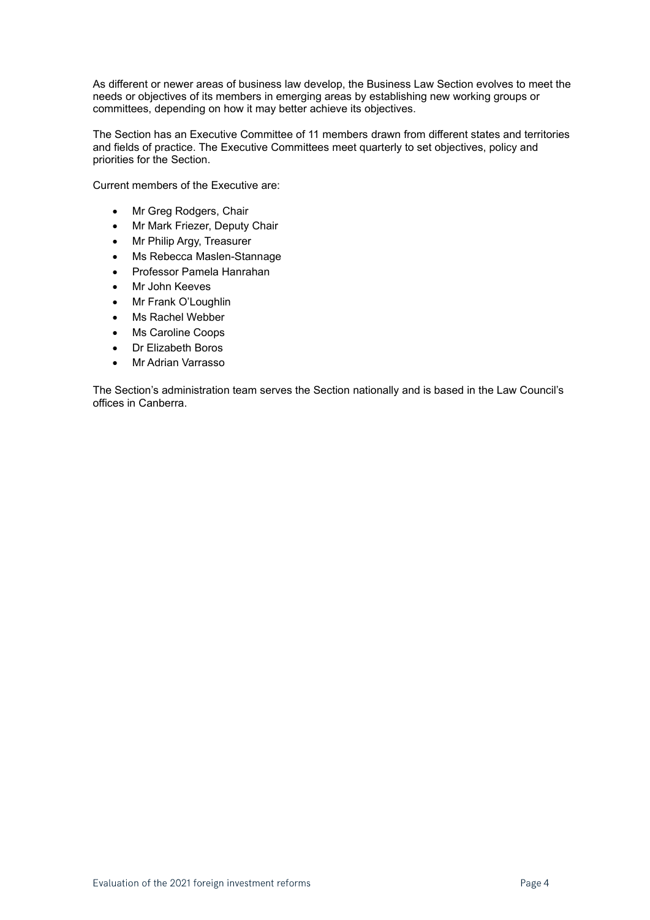As different or newer areas of business law develop, the Business Law Section evolves to meet the needs or objectives of its members in emerging areas by establishing new working groups or committees, depending on how it may better achieve its objectives.

The Section has an Executive Committee of 11 members drawn from different states and territories and fields of practice. The Executive Committees meet quarterly to set objectives, policy and priorities for the Section.

Current members of the Executive are:

- Mr Greg Rodgers, Chair
- Mr Mark Friezer, Deputy Chair
- Mr Philip Argy, Treasurer
- Ms Rebecca Maslen-Stannage
- Professor Pamela Hanrahan
- Mr John Keeves
- Mr Frank O'Loughlin
- Ms Rachel Webber
- Ms Caroline Coops
- Dr Elizabeth Boros
- Mr Adrian Varrasso

The Section's administration team serves the Section nationally and is based in the Law Council's offices in Canberra.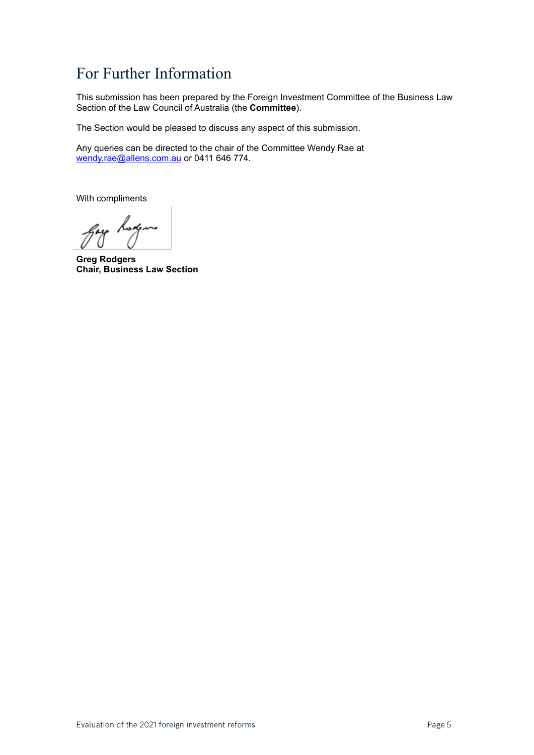# For Further Information

This submission has been prepared by the Foreign Investment Committee of the Business Law Section of the Law Council of Australia (the **Committee**).

The Section would be pleased to discuss any aspect of this submission.

Any queries can be directed to the chair of the Committee Wendy Rae at wendy.rae@allens.com.au or 0411 646 774.

With compliments

**Greg Rodgers**
**Chair, Business Law Section**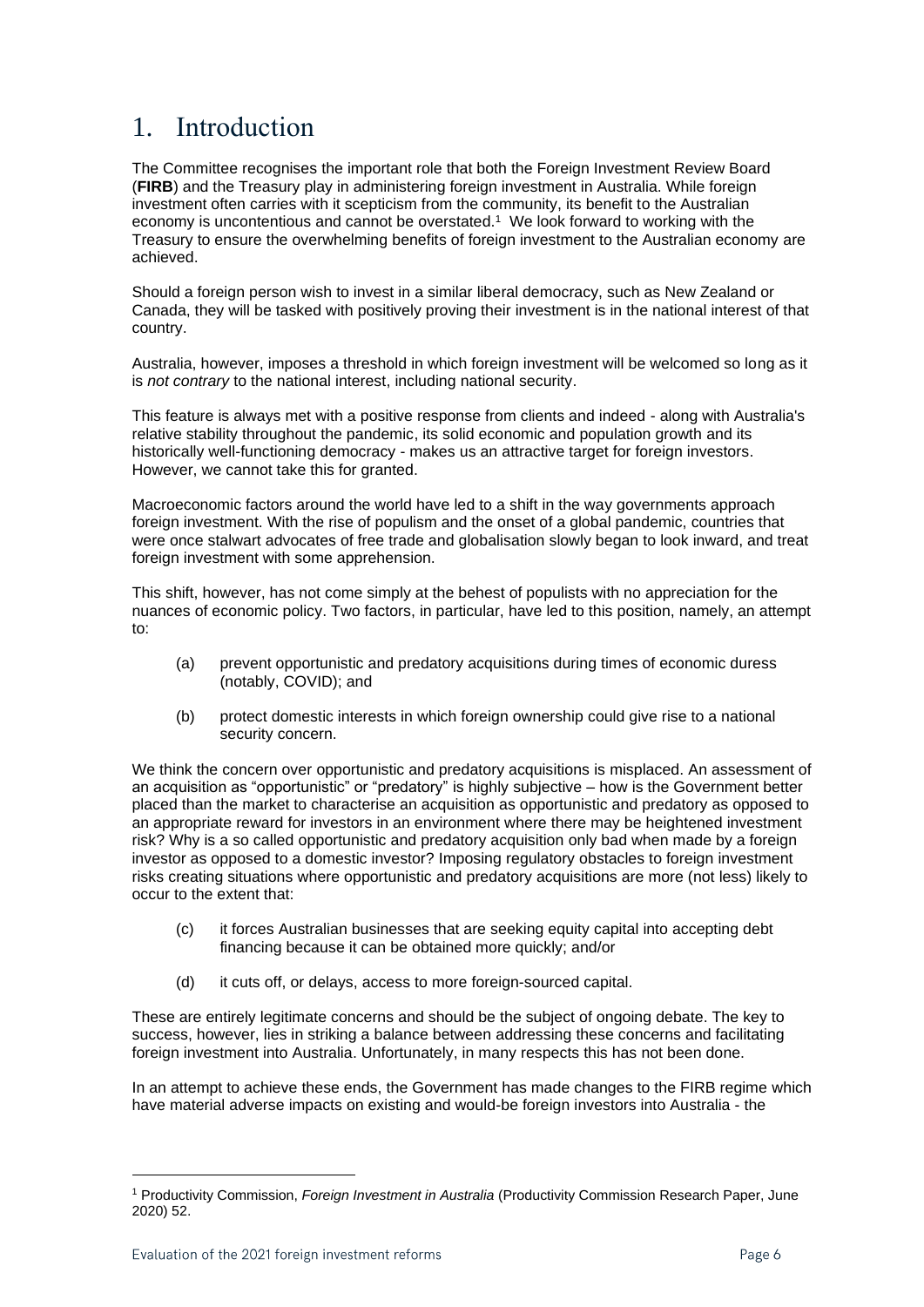# 1. Introduction

The Committee recognises the important role that both the Foreign Investment Review Board (**FIRB**) and the Treasury play in administering foreign investment in Australia. While foreign investment often carries with it scepticism from the community, its benefit to the Australian economy is uncontentious and cannot be overstated.[1] We look forward to working with the Treasury to ensure the overwhelming benefits of foreign investment to the Australian economy are achieved.

Should a foreign person wish to invest in a similar liberal democracy, such as New Zealand or Canada, they will be tasked with positively proving their investment is in the national interest of that country.

Australia, however, imposes a threshold in which foreign investment will be welcomed so long as it is *not contrary* to the national interest, including national security.

This feature is always met with a positive response from clients and indeed - along with Australia's relative stability throughout the pandemic, its solid economic and population growth and its historically well-functioning democracy - makes us an attractive target for foreign investors. However, we cannot take this for granted.

Macroeconomic factors around the world have led to a shift in the way governments approach foreign investment. With the rise of populism and the onset of a global pandemic, countries that were once stalwart advocates of free trade and globalisation slowly began to look inward, and treat foreign investment with some apprehension.

This shift, however, has not come simply at the behest of populists with no appreciation for the nuances of economic policy. Two factors, in particular, have led to this position, namely, an attempt to:

(a) prevent opportunistic and predatory acquisitions during times of economic duress (notably, COVID); and

(b) protect domestic interests in which foreign ownership could give rise to a national security concern.

We think the concern over opportunistic and predatory acquisitions is misplaced. An assessment of an acquisition as "opportunistic" or "predatory" is highly subjective – how is the Government better placed than the market to characterise an acquisition as opportunistic and predatory as opposed to an appropriate reward for investors in an environment where there may be heightened investment risk? Why is a so called opportunistic and predatory acquisition only bad when made by a foreign investor as opposed to a domestic investor? Imposing regulatory obstacles to foreign investment risks creating situations where opportunistic and predatory acquisitions are more (not less) likely to occur to the extent that:

(c) it forces Australian businesses that are seeking equity capital into accepting debt financing because it can be obtained more quickly; and/or

(d) it cuts off, or delays, access to more foreign-sourced capital.

These are entirely legitimate concerns and should be the subject of ongoing debate. The key to success, however, lies in striking a balance between addressing these concerns and facilitating foreign investment into Australia. Unfortunately, in many respects this has not been done.

In an attempt to achieve these ends, the Government has made changes to the FIRB regime which have material adverse impacts on existing and would-be foreign investors into Australia - the

---

[1] Productivity Commission, *Foreign Investment in Australia* (Productivity Commission Research Paper, June 2020) 52.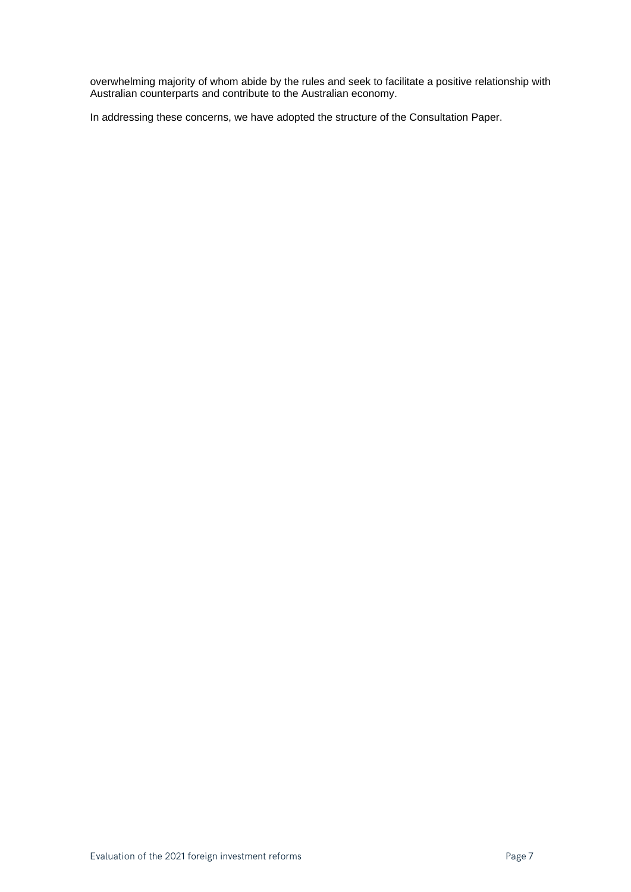overwhelming majority of whom abide by the rules and seek to facilitate a positive relationship with Australian counterparts and contribute to the Australian economy.

In addressing these concerns, we have adopted the structure of the Consultation Paper.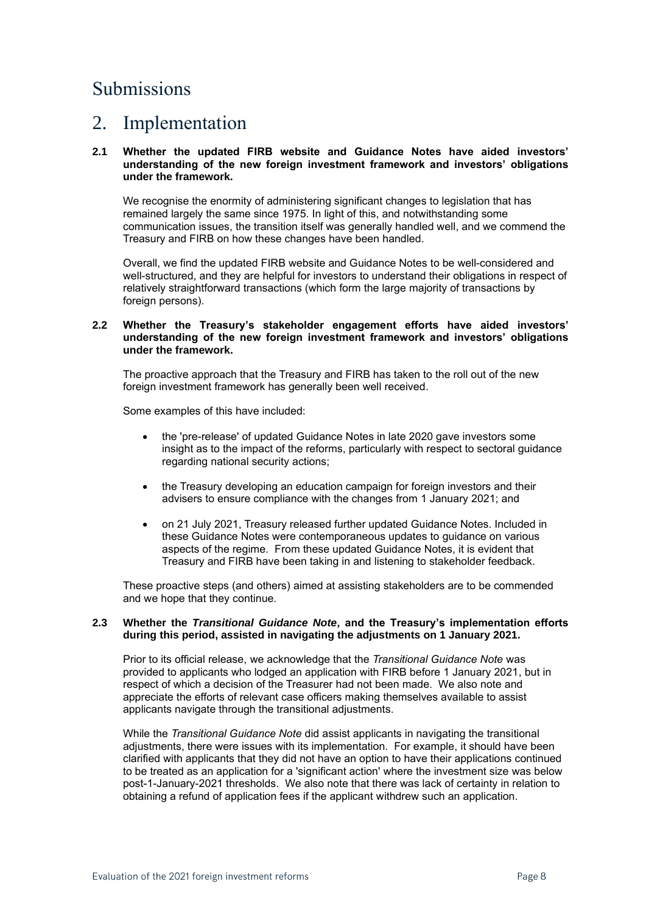# Submissions

# 2. Implementation

**2.1 Whether the updated FIRB website and Guidance Notes have aided investors' understanding of the new foreign investment framework and investors' obligations under the framework.**

We recognise the enormity of administering significant changes to legislation that has remained largely the same since 1975. In light of this, and notwithstanding some communication issues, the transition itself was generally handled well, and we commend the Treasury and FIRB on how these changes have been handled.

Overall, we find the updated FIRB website and Guidance Notes to be well-considered and well-structured, and they are helpful for investors to understand their obligations in respect of relatively straightforward transactions (which form the large majority of transactions by foreign persons).

**2.2 Whether the Treasury's stakeholder engagement efforts have aided investors' understanding of the new foreign investment framework and investors' obligations under the framework.**

The proactive approach that the Treasury and FIRB has taken to the roll out of the new foreign investment framework has generally been well received.

Some examples of this have included:

- the 'pre-release' of updated Guidance Notes in late 2020 gave investors some insight as to the impact of the reforms, particularly with respect to sectoral guidance regarding national security actions;
- the Treasury developing an education campaign for foreign investors and their advisers to ensure compliance with the changes from 1 January 2021; and
- on 21 July 2021, Treasury released further updated Guidance Notes. Included in these Guidance Notes were contemporaneous updates to guidance on various aspects of the regime. From these updated Guidance Notes, it is evident that Treasury and FIRB have been taking in and listening to stakeholder feedback.

These proactive steps (and others) aimed at assisting stakeholders are to be commended and we hope that they continue.

**2.3 Whether the *Transitional Guidance Note*, and the Treasury's implementation efforts during this period, assisted in navigating the adjustments on 1 January 2021.**

Prior to its official release, we acknowledge that the *Transitional Guidance Note* was provided to applicants who lodged an application with FIRB before 1 January 2021, but in respect of which a decision of the Treasurer had not been made. We also note and appreciate the efforts of relevant case officers making themselves available to assist applicants navigate through the transitional adjustments.

While the *Transitional Guidance Note* did assist applicants in navigating the transitional adjustments, there were issues with its implementation. For example, it should have been clarified with applicants that they did not have an option to have their applications continued to be treated as an application for a 'significant action' where the investment size was below post-1-January-2021 thresholds. We also note that there was lack of certainty in relation to obtaining a refund of application fees if the applicant withdrew such an application.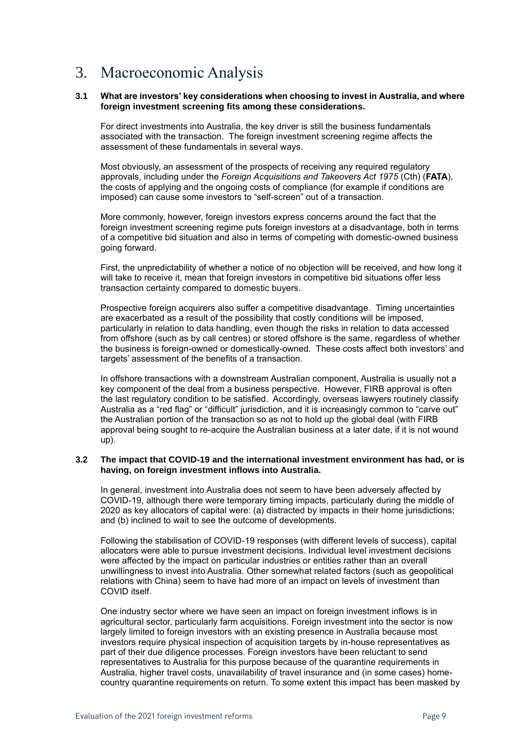# 3. Macroeconomic Analysis

**3.1 What are investors' key considerations when choosing to invest in Australia, and where foreign investment screening fits among these considerations.**

For direct investments into Australia, the key driver is still the business fundamentals associated with the transaction. The foreign investment screening regime affects the assessment of these fundamentals in several ways.

Most obviously, an assessment of the prospects of receiving any required regulatory approvals, including under the *Foreign Acquisitions and Takeovers Act 1975* (Cth) (**FATA**), the costs of applying and the ongoing costs of compliance (for example if conditions are imposed) can cause some investors to "self-screen" out of a transaction.

More commonly, however, foreign investors express concerns around the fact that the foreign investment screening regime puts foreign investors at a disadvantage, both in terms of a competitive bid situation and also in terms of competing with domestic-owned business going forward.

First, the unpredictability of whether a notice of no objection will be received, and how long it will take to receive it, mean that foreign investors in competitive bid situations offer less transaction certainty compared to domestic buyers.

Prospective foreign acquirers also suffer a competitive disadvantage. Timing uncertainties are exacerbated as a result of the possibility that costly conditions will be imposed, particularly in relation to data handling, even though the risks in relation to data accessed from offshore (such as by call centres) or stored offshore is the same, regardless of whether the business is foreign-owned or domestically-owned. These costs affect both investors' and targets' assessment of the benefits of a transaction.

In offshore transactions with a downstream Australian component, Australia is usually not a key component of the deal from a business perspective. However, FIRB approval is often the last regulatory condition to be satisfied. Accordingly, overseas lawyers routinely classify Australia as a "red flag" or "difficult" jurisdiction, and it is increasingly common to "carve out" the Australian portion of the transaction so as not to hold up the global deal (with FIRB approval being sought to re-acquire the Australian business at a later date, if it is not wound up).

**3.2 The impact that COVID-19 and the international investment environment has had, or is having, on foreign investment inflows into Australia.**

In general, investment into Australia does not seem to have been adversely affected by COVID-19, although there were temporary timing impacts, particularly during the middle of 2020 as key allocators of capital were: (a) distracted by impacts in their home jurisdictions; and (b) inclined to wait to see the outcome of developments.

Following the stabilisation of COVID-19 responses (with different levels of success), capital allocators were able to pursue investment decisions. Individual level investment decisions were affected by the impact on particular industries or entities rather than an overall unwillingness to invest into Australia. Other somewhat related factors (such as geopolitical relations with China) seem to have had more of an impact on levels of investment than COVID itself.

One industry sector where we have seen an impact on foreign investment inflows is in agricultural sector, particularly farm acquisitions. Foreign investment into the sector is now largely limited to foreign investors with an existing presence in Australia because most investors require physical inspection of acquisition targets by in-house representatives as part of their due diligence processes. Foreign investors have been reluctant to send representatives to Australia for this purpose because of the quarantine requirements in Australia, higher travel costs, unavailability of travel insurance and (in some cases) home-country quarantine requirements on return. To some extent this impact has been masked by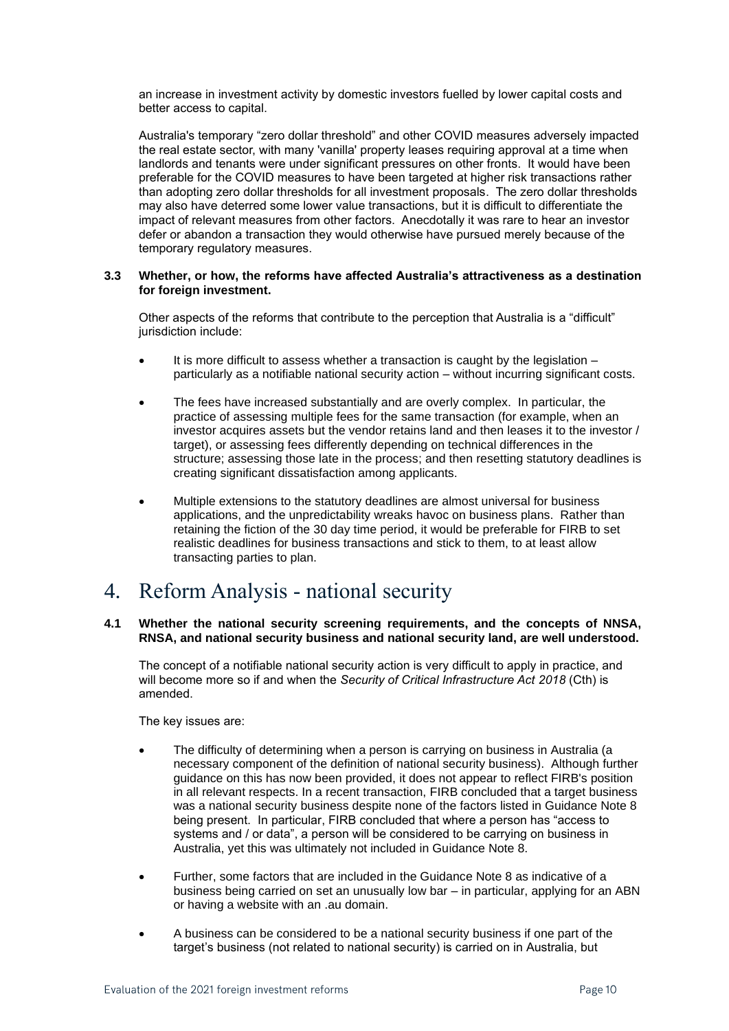an increase in investment activity by domestic investors fuelled by lower capital costs and better access to capital.

Australia's temporary "zero dollar threshold" and other COVID measures adversely impacted the real estate sector, with many 'vanilla' property leases requiring approval at a time when landlords and tenants were under significant pressures on other fronts. It would have been preferable for the COVID measures to have been targeted at higher risk transactions rather than adopting zero dollar thresholds for all investment proposals. The zero dollar thresholds may also have deterred some lower value transactions, but it is difficult to differentiate the impact of relevant measures from other factors. Anecdotally it was rare to hear an investor defer or abandon a transaction they would otherwise have pursued merely because of the temporary regulatory measures.

### 3.3 Whether, or how, the reforms have affected Australia's attractiveness as a destination for foreign investment.

Other aspects of the reforms that contribute to the perception that Australia is a "difficult" jurisdiction include:

- It is more difficult to assess whether a transaction is caught by the legislation – particularly as a notifiable national security action – without incurring significant costs.
- The fees have increased substantially and are overly complex. In particular, the practice of assessing multiple fees for the same transaction (for example, when an investor acquires assets but the vendor retains land and then leases it to the investor / target), or assessing fees differently depending on technical differences in the structure; assessing those late in the process; and then resetting statutory deadlines is creating significant dissatisfaction among applicants.
- Multiple extensions to the statutory deadlines are almost universal for business applications, and the unpredictability wreaks havoc on business plans. Rather than retaining the fiction of the 30 day time period, it would be preferable for FIRB to set realistic deadlines for business transactions and stick to them, to at least allow transacting parties to plan.

# 4. Reform Analysis - national security

### 4.1 Whether the national security screening requirements, and the concepts of NNSA, RNSA, and national security business and national security land, are well understood.

The concept of a notifiable national security action is very difficult to apply in practice, and will become more so if and when the *Security of Critical Infrastructure Act 2018* (Cth) is amended.

The key issues are:

- The difficulty of determining when a person is carrying on business in Australia (a necessary component of the definition of national security business). Although further guidance on this has now been provided, it does not appear to reflect FIRB's position in all relevant respects. In a recent transaction, FIRB concluded that a target business was a national security business despite none of the factors listed in Guidance Note 8 being present. In particular, FIRB concluded that where a person has "access to systems and / or data", a person will be considered to be carrying on business in Australia, yet this was ultimately not included in Guidance Note 8.
- Further, some factors that are included in the Guidance Note 8 as indicative of a business being carried on set an unusually low bar – in particular, applying for an ABN or having a website with an .au domain.
- A business can be considered to be a national security business if one part of the target's business (not related to national security) is carried on in Australia, but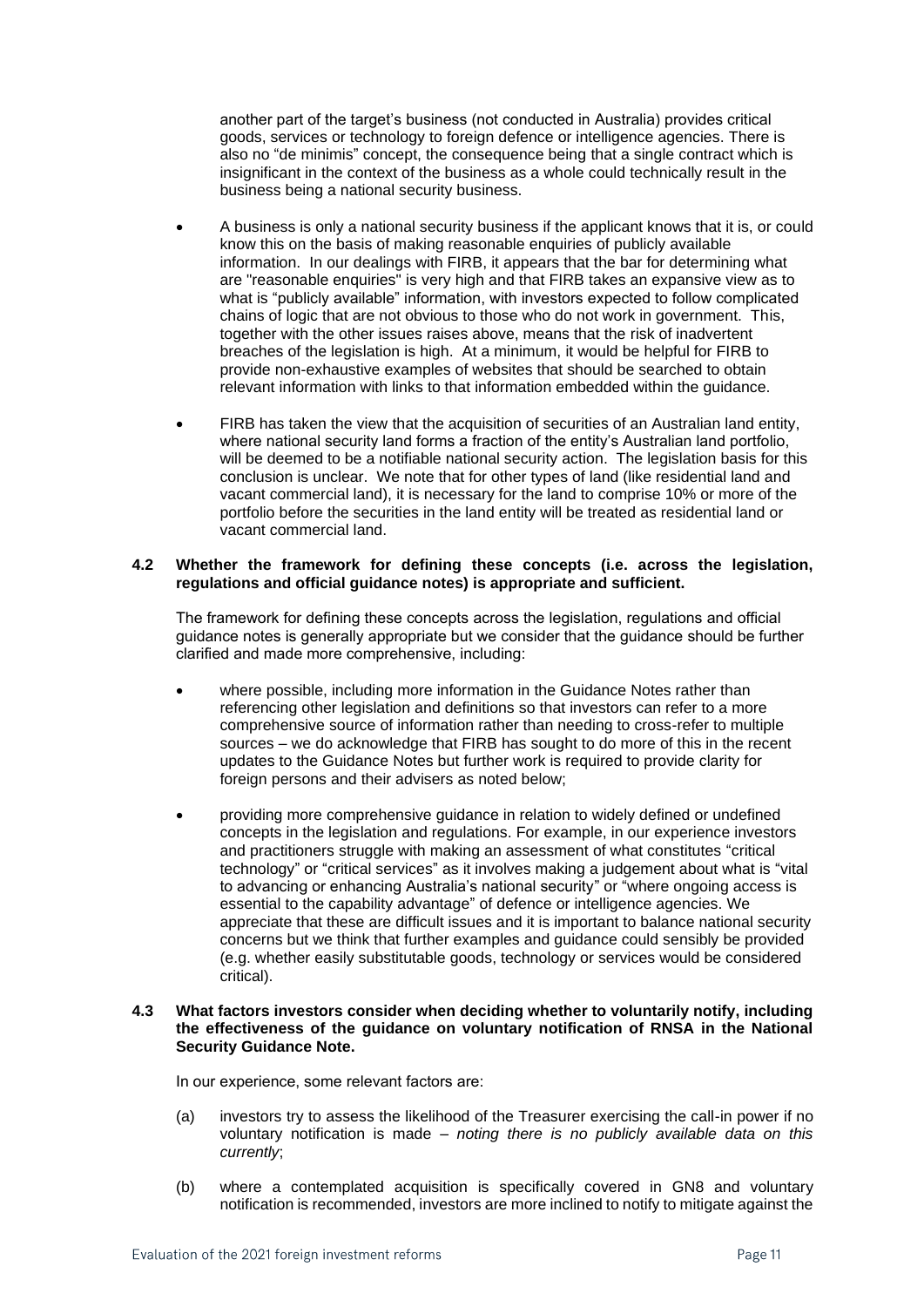another part of the target's business (not conducted in Australia) provides critical goods, services or technology to foreign defence or intelligence agencies. There is also no "de minimis" concept, the consequence being that a single contract which is insignificant in the context of the business as a whole could technically result in the business being a national security business.

- A business is only a national security business if the applicant knows that it is, or could know this on the basis of making reasonable enquiries of publicly available information. In our dealings with FIRB, it appears that the bar for determining what are "reasonable enquiries" is very high and that FIRB takes an expansive view as to what is "publicly available" information, with investors expected to follow complicated chains of logic that are not obvious to those who do not work in government. This, together with the other issues raises above, means that the risk of inadvertent breaches of the legislation is high. At a minimum, it would be helpful for FIRB to provide non-exhaustive examples of websites that should be searched to obtain relevant information with links to that information embedded within the guidance.
- FIRB has taken the view that the acquisition of securities of an Australian land entity, where national security land forms a fraction of the entity's Australian land portfolio, will be deemed to be a notifiable national security action. The legislation basis for this conclusion is unclear. We note that for other types of land (like residential land and vacant commercial land), it is necessary for the land to comprise 10% or more of the portfolio before the securities in the land entity will be treated as residential land or vacant commercial land.

### 4.2 Whether the framework for defining these concepts (i.e. across the legislation, regulations and official guidance notes) is appropriate and sufficient.

The framework for defining these concepts across the legislation, regulations and official guidance notes is generally appropriate but we consider that the guidance should be further clarified and made more comprehensive, including:

- where possible, including more information in the Guidance Notes rather than referencing other legislation and definitions so that investors can refer to a more comprehensive source of information rather than needing to cross-refer to multiple sources – we do acknowledge that FIRB has sought to do more of this in the recent updates to the Guidance Notes but further work is required to provide clarity for foreign persons and their advisers as noted below;
- providing more comprehensive guidance in relation to widely defined or undefined concepts in the legislation and regulations. For example, in our experience investors and practitioners struggle with making an assessment of what constitutes "critical technology" or "critical services" as it involves making a judgement about what is "vital to advancing or enhancing Australia's national security" or "where ongoing access is essential to the capability advantage" of defence or intelligence agencies. We appreciate that these are difficult issues and it is important to balance national security concerns but we think that further examples and guidance could sensibly be provided (e.g. whether easily substitutable goods, technology or services would be considered critical).

### 4.3 What factors investors consider when deciding whether to voluntarily notify, including the effectiveness of the guidance on voluntary notification of RNSA in the National Security Guidance Note.

In our experience, some relevant factors are:

(a) investors try to assess the likelihood of the Treasurer exercising the call-in power if no voluntary notification is made – *noting there is no publicly available data on this currently*;

(b) where a contemplated acquisition is specifically covered in GN8 and voluntary notification is recommended, investors are more inclined to notify to mitigate against the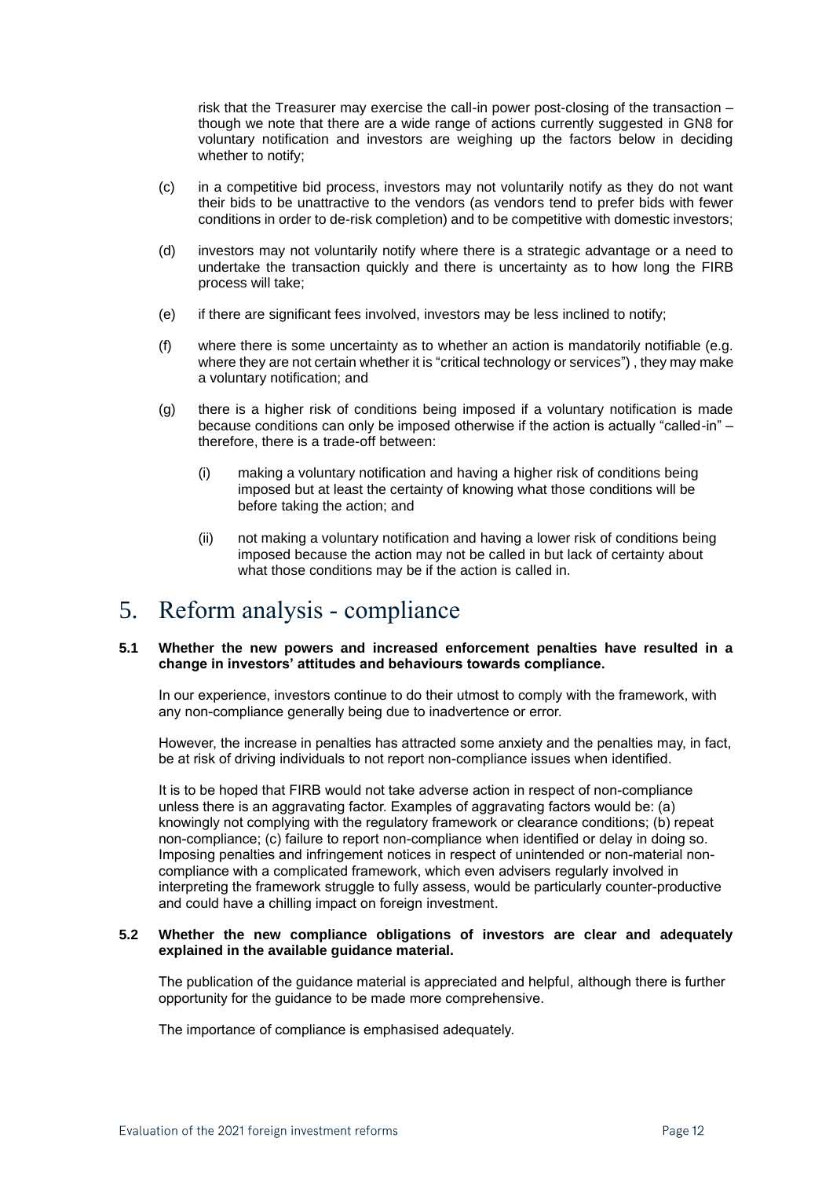risk that the Treasurer may exercise the call-in power post-closing of the transaction – though we note that there are a wide range of actions currently suggested in GN8 for voluntary notification and investors are weighing up the factors below in deciding whether to notify;

(c) in a competitive bid process, investors may not voluntarily notify as they do not want their bids to be unattractive to the vendors (as vendors tend to prefer bids with fewer conditions in order to de-risk completion) and to be competitive with domestic investors;

(d) investors may not voluntarily notify where there is a strategic advantage or a need to undertake the transaction quickly and there is uncertainty as to how long the FIRB process will take;

(e) if there are significant fees involved, investors may be less inclined to notify;

(f) where there is some uncertainty as to whether an action is mandatorily notifiable (e.g. where they are not certain whether it is "critical technology or services") , they may make a voluntary notification; and

(g) there is a higher risk of conditions being imposed if a voluntary notification is made because conditions can only be imposed otherwise if the action is actually "called-in" – therefore, there is a trade-off between:

   (i) making a voluntary notification and having a higher risk of conditions being imposed but at least the certainty of knowing what those conditions will be before taking the action; and

   (ii) not making a voluntary notification and having a lower risk of conditions being imposed because the action may not be called in but lack of certainty about what those conditions may be if the action is called in.

# 5. Reform analysis - compliance

### 5.1 Whether the new powers and increased enforcement penalties have resulted in a change in investors' attitudes and behaviours towards compliance.

In our experience, investors continue to do their utmost to comply with the framework, with any non-compliance generally being due to inadvertence or error.

However, the increase in penalties has attracted some anxiety and the penalties may, in fact, be at risk of driving individuals to not report non-compliance issues when identified.

It is to be hoped that FIRB would not take adverse action in respect of non-compliance unless there is an aggravating factor. Examples of aggravating factors would be: (a) knowingly not complying with the regulatory framework or clearance conditions; (b) repeat non-compliance; (c) failure to report non-compliance when identified or delay in doing so. Imposing penalties and infringement notices in respect of unintended or non-material non-compliance with a complicated framework, which even advisers regularly involved in interpreting the framework struggle to fully assess, would be particularly counter-productive and could have a chilling impact on foreign investment.

### 5.2 Whether the new compliance obligations of investors are clear and adequately explained in the available guidance material.

The publication of the guidance material is appreciated and helpful, although there is further opportunity for the guidance to be made more comprehensive.

The importance of compliance is emphasised adequately.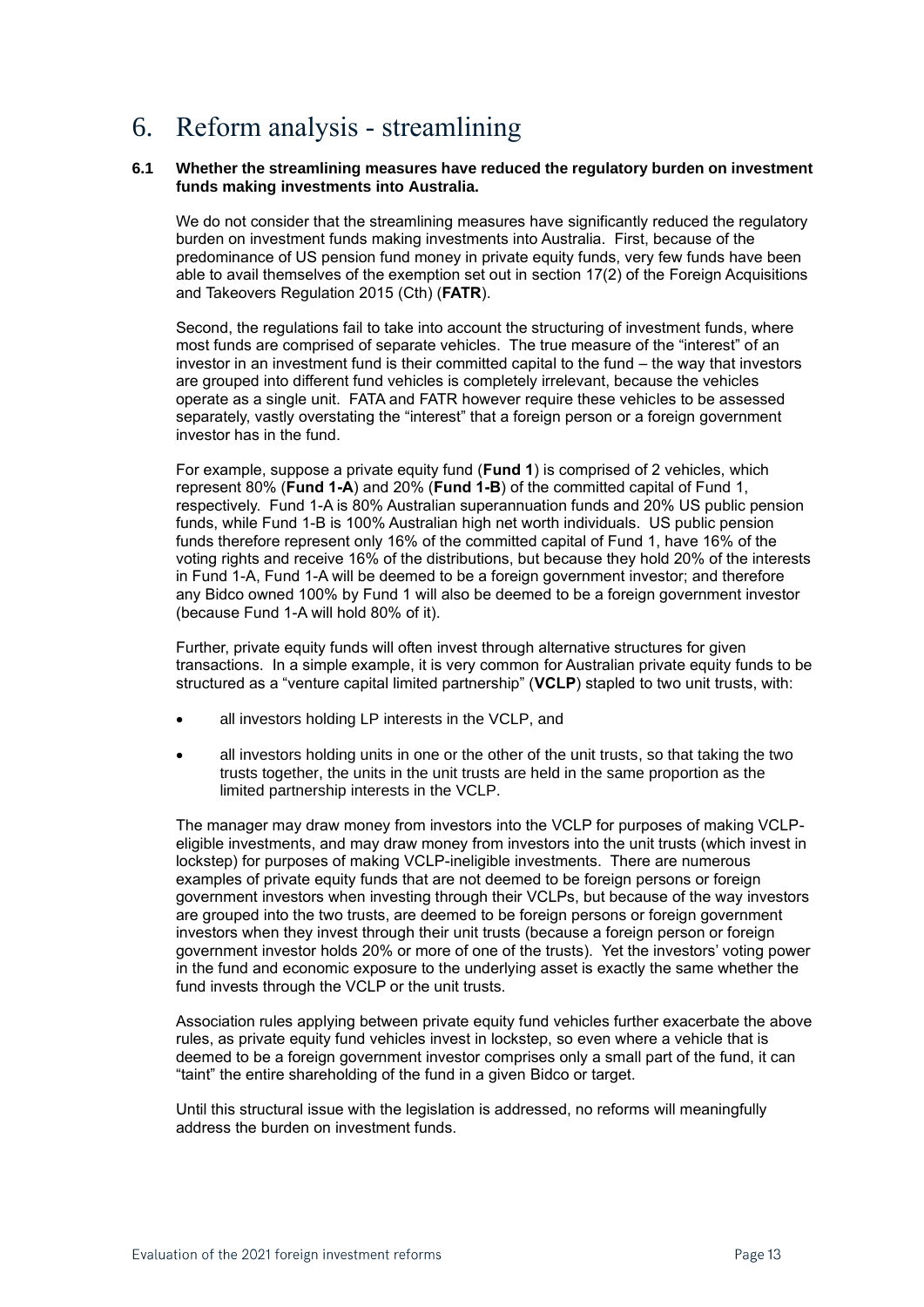# 6. Reform analysis - streamlining

**6.1 Whether the streamlining measures have reduced the regulatory burden on investment funds making investments into Australia.**

We do not consider that the streamlining measures have significantly reduced the regulatory burden on investment funds making investments into Australia. First, because of the predominance of US pension fund money in private equity funds, very few funds have been able to avail themselves of the exemption set out in section 17(2) of the Foreign Acquisitions and Takeovers Regulation 2015 (Cth) (**FATR**).

Second, the regulations fail to take into account the structuring of investment funds, where most funds are comprised of separate vehicles. The true measure of the "interest" of an investor in an investment fund is their committed capital to the fund – the way that investors are grouped into different fund vehicles is completely irrelevant, because the vehicles operate as a single unit. FATA and FATR however require these vehicles to be assessed separately, vastly overstating the "interest" that a foreign person or a foreign government investor has in the fund.

For example, suppose a private equity fund (**Fund 1**) is comprised of 2 vehicles, which represent 80% (**Fund 1-A**) and 20% (**Fund 1-B**) of the committed capital of Fund 1, respectively. Fund 1-A is 80% Australian superannuation funds and 20% US public pension funds, while Fund 1-B is 100% Australian high net worth individuals. US public pension funds therefore represent only 16% of the committed capital of Fund 1, have 16% of the voting rights and receive 16% of the distributions, but because they hold 20% of the interests in Fund 1-A, Fund 1-A will be deemed to be a foreign government investor; and therefore any Bidco owned 100% by Fund 1 will also be deemed to be a foreign government investor (because Fund 1-A will hold 80% of it).

Further, private equity funds will often invest through alternative structures for given transactions. In a simple example, it is very common for Australian private equity funds to be structured as a "venture capital limited partnership" (**VCLP**) stapled to two unit trusts, with:

- all investors holding LP interests in the VCLP, and
- all investors holding units in one or the other of the unit trusts, so that taking the two trusts together, the units in the unit trusts are held in the same proportion as the limited partnership interests in the VCLP.

The manager may draw money from investors into the VCLP for purposes of making VCLP-eligible investments, and may draw money from investors into the unit trusts (which invest in lockstep) for purposes of making VCLP-ineligible investments. There are numerous examples of private equity funds that are not deemed to be foreign persons or foreign government investors when investing through their VCLPs, but because of the way investors are grouped into the two trusts, are deemed to be foreign persons or foreign government investors when they invest through their unit trusts (because a foreign person or foreign government investor holds 20% or more of one of the trusts). Yet the investors' voting power in the fund and economic exposure to the underlying asset is exactly the same whether the fund invests through the VCLP or the unit trusts.

Association rules applying between private equity fund vehicles further exacerbate the above rules, as private equity fund vehicles invest in lockstep, so even where a vehicle that is deemed to be a foreign government investor comprises only a small part of the fund, it can "taint" the entire shareholding of the fund in a given Bidco or target.

Until this structural issue with the legislation is addressed, no reforms will meaningfully address the burden on investment funds.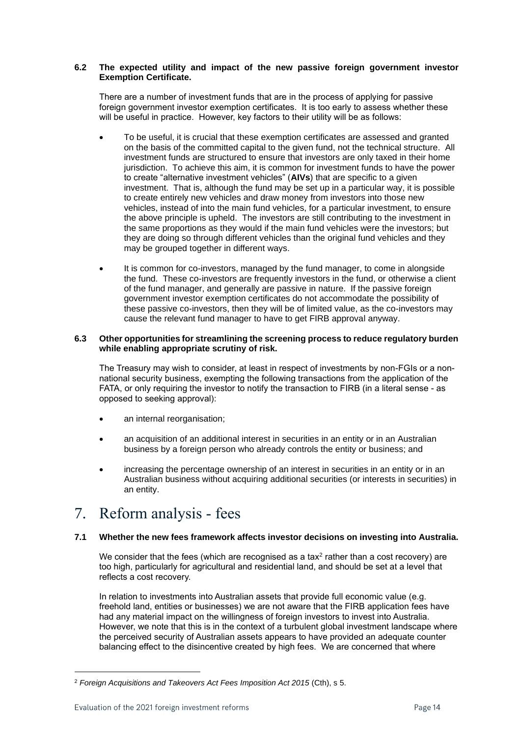### 6.2 The expected utility and impact of the new passive foreign government investor Exemption Certificate.

There are a number of investment funds that are in the process of applying for passive foreign government investor exemption certificates. It is too early to assess whether these will be useful in practice. However, key factors to their utility will be as follows:

- To be useful, it is crucial that these exemption certificates are assessed and granted on the basis of the committed capital to the given fund, not the technical structure. All investment funds are structured to ensure that investors are only taxed in their home jurisdiction. To achieve this aim, it is common for investment funds to have the power to create "alternative investment vehicles" (**AIVs**) that are specific to a given investment. That is, although the fund may be set up in a particular way, it is possible to create entirely new vehicles and draw money from investors into those new vehicles, instead of into the main fund vehicles, for a particular investment, to ensure the above principle is upheld. The investors are still contributing to the investment in the same proportions as they would if the main fund vehicles were the investors; but they are doing so through different vehicles than the original fund vehicles and they may be grouped together in different ways.

- It is common for co-investors, managed by the fund manager, to come in alongside the fund. These co-investors are frequently investors in the fund, or otherwise a client of the fund manager, and generally are passive in nature. If the passive foreign government investor exemption certificates do not accommodate the possibility of these passive co-investors, then they will be of limited value, as the co-investors may cause the relevant fund manager to have to get FIRB approval anyway.

### 6.3 Other opportunities for streamlining the screening process to reduce regulatory burden while enabling appropriate scrutiny of risk.

The Treasury may wish to consider, at least in respect of investments by non-FGIs or a non-national security business, exempting the following transactions from the application of the FATA, or only requiring the investor to notify the transaction to FIRB (in a literal sense - as opposed to seeking approval):

- an internal reorganisation;

- an acquisition of an additional interest in securities in an entity or in an Australian business by a foreign person who already controls the entity or business; and

- increasing the percentage ownership of an interest in securities in an entity or in an Australian business without acquiring additional securities (or interests in securities) in an entity.

# 7. Reform analysis - fees

### 7.1 Whether the new fees framework affects investor decisions on investing into Australia.

We consider that the fees (which are recognised as a tax[2] rather than a cost recovery) are too high, particularly for agricultural and residential land, and should be set at a level that reflects a cost recovery.

In relation to investments into Australian assets that provide full economic value (e.g. freehold land, entities or businesses) we are not aware that the FIRB application fees have had any material impact on the willingness of foreign investors to invest into Australia. However, we note that this is in the context of a turbulent global investment landscape where the perceived security of Australian assets appears to have provided an adequate counter balancing effect to the disincentive created by high fees. We are concerned that where

[2] *Foreign Acquisitions and Takeovers Act Fees Imposition Act 2015* (Cth), s 5.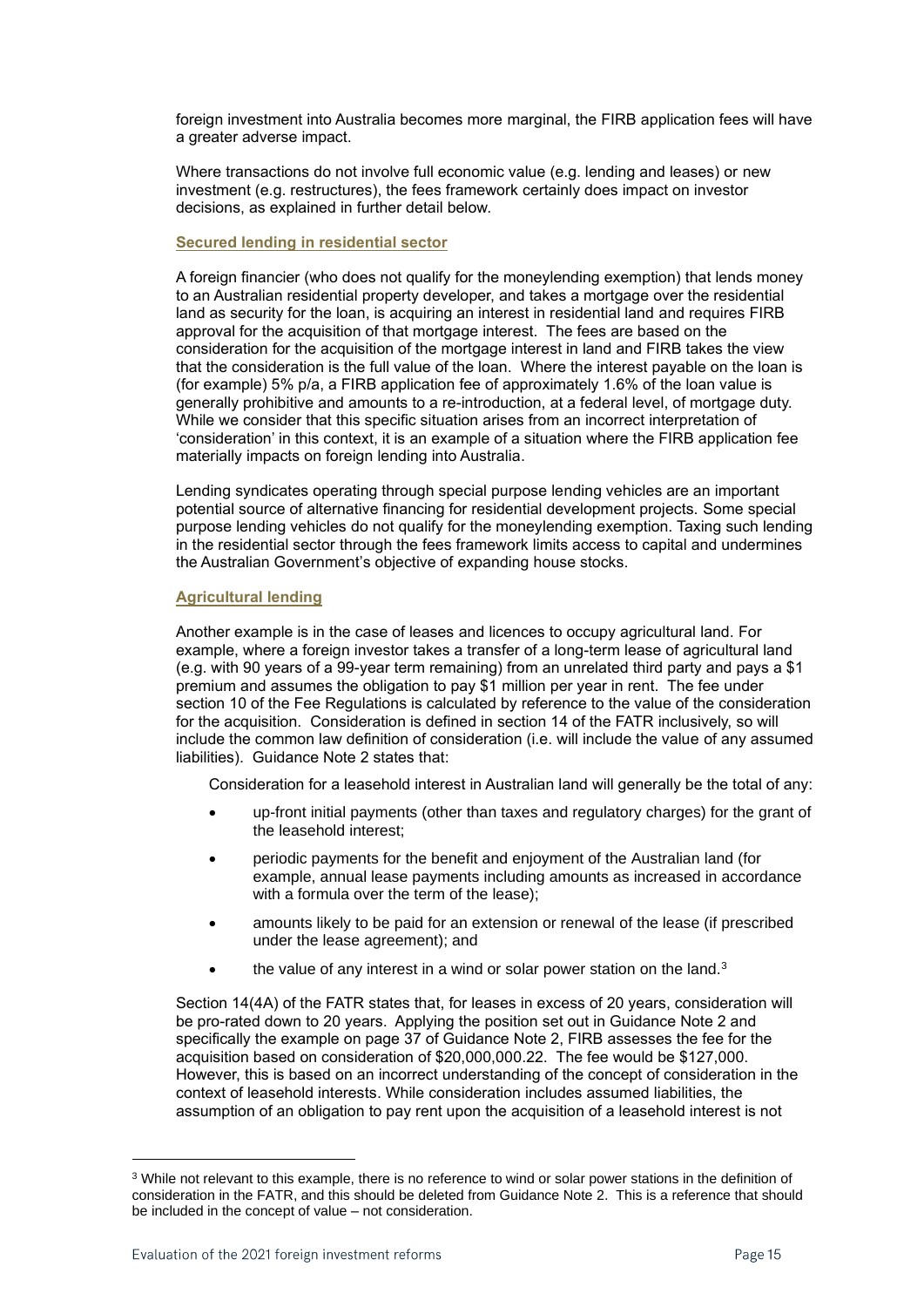foreign investment into Australia becomes more marginal, the FIRB application fees will have a greater adverse impact.

Where transactions do not involve full economic value (e.g. lending and leases) or new investment (e.g. restructures), the fees framework certainly does impact on investor decisions, as explained in further detail below.

**Secured lending in residential sector**

A foreign financier (who does not qualify for the moneylending exemption) that lends money to an Australian residential property developer, and takes a mortgage over the residential land as security for the loan, is acquiring an interest in residential land and requires FIRB approval for the acquisition of that mortgage interest. The fees are based on the consideration for the acquisition of the mortgage interest in land and FIRB takes the view that the consideration is the full value of the loan. Where the interest payable on the loan is (for example) 5% p/a, a FIRB application fee of approximately 1.6% of the loan value is generally prohibitive and amounts to a re-introduction, at a federal level, of mortgage duty. While we consider that this specific situation arises from an incorrect interpretation of 'consideration' in this context, it is an example of a situation where the FIRB application fee materially impacts on foreign lending into Australia.

Lending syndicates operating through special purpose lending vehicles are an important potential source of alternative financing for residential development projects. Some special purpose lending vehicles do not qualify for the moneylending exemption. Taxing such lending in the residential sector through the fees framework limits access to capital and undermines the Australian Government's objective of expanding house stocks.

**Agricultural lending**

Another example is in the case of leases and licences to occupy agricultural land. For example, where a foreign investor takes a transfer of a long-term lease of agricultural land (e.g. with 90 years of a 99-year term remaining) from an unrelated third party and pays a $1 premium and assumes the obligation to pay $1 million per year in rent. The fee under section 10 of the Fee Regulations is calculated by reference to the value of the consideration for the acquisition. Consideration is defined in section 14 of the FATR inclusively, so will include the common law definition of consideration (i.e. will include the value of any assumed liabilities). Guidance Note 2 states that:

> Consideration for a leasehold interest in Australian land will generally be the total of any:
>
> - up-front initial payments (other than taxes and regulatory charges) for the grant of the leasehold interest;
> - periodic payments for the benefit and enjoyment of the Australian land (for example, annual lease payments including amounts as increased in accordance with a formula over the term of the lease);
> - amounts likely to be paid for an extension or renewal of the lease (if prescribed under the lease agreement); and
> - the value of any interest in a wind or solar power station on the land.[3]

Section 14(4A) of the FATR states that, for leases in excess of 20 years, consideration will be pro-rated down to 20 years. Applying the position set out in Guidance Note 2 and specifically the example on page 37 of Guidance Note 2, FIRB assesses the fee for the acquisition based on consideration of $20,000,000.22. The fee would be $127,000. However, this is based on an incorrect understanding of the concept of consideration in the context of leasehold interests. While consideration includes assumed liabilities, the assumption of an obligation to pay rent upon the acquisition of a leasehold interest is not

[3] While not relevant to this example, there is no reference to wind or solar power stations in the definition of consideration in the FATR, and this should be deleted from Guidance Note 2. This is a reference that should be included in the concept of value – not consideration.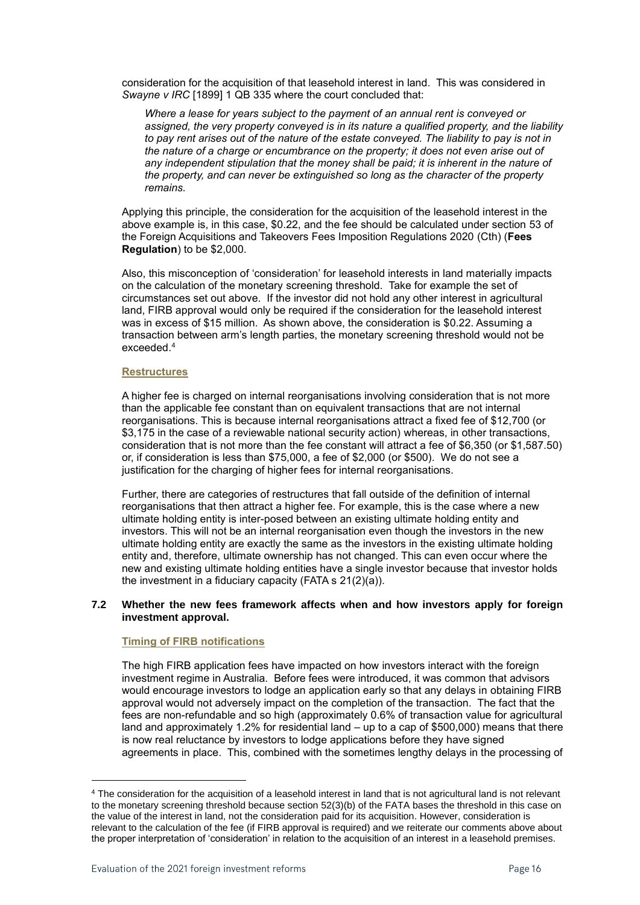consideration for the acquisition of that leasehold interest in land. This was considered in *Swayne v IRC* [1899] 1 QB 335 where the court concluded that:

> *Where a lease for years subject to the payment of an annual rent is conveyed or assigned, the very property conveyed is in its nature a qualified property, and the liability to pay rent arises out of the nature of the estate conveyed. The liability to pay is not in the nature of a charge or encumbrance on the property; it does not even arise out of any independent stipulation that the money shall be paid; it is inherent in the nature of the property, and can never be extinguished so long as the character of the property remains.*

Applying this principle, the consideration for the acquisition of the leasehold interest in the above example is, in this case, $0.22, and the fee should be calculated under section 53 of the Foreign Acquisitions and Takeovers Fees Imposition Regulations 2020 (Cth) (**Fees Regulation**) to be $2,000.

Also, this misconception of 'consideration' for leasehold interests in land materially impacts on the calculation of the monetary screening threshold. Take for example the set of circumstances set out above. If the investor did not hold any other interest in agricultural land, FIRB approval would only be required if the consideration for the leasehold interest was in excess of $15 million. As shown above, the consideration is $0.22. Assuming a transaction between arm's length parties, the monetary screening threshold would not be exceeded.[4]

**Restructures**

A higher fee is charged on internal reorganisations involving consideration that is not more than the applicable fee constant than on equivalent transactions that are not internal reorganisations. This is because internal reorganisations attract a fixed fee of $12,700 (or $3,175 in the case of a reviewable national security action) whereas, in other transactions, consideration that is not more than the fee constant will attract a fee of $6,350 (or $1,587.50) or, if consideration is less than $75,000, a fee of $2,000 (or $500). We do not see a justification for the charging of higher fees for internal reorganisations.

Further, there are categories of restructures that fall outside of the definition of internal reorganisations that then attract a higher fee. For example, this is the case where a new ultimate holding entity is inter-posed between an existing ultimate holding entity and investors. This will not be an internal reorganisation even though the investors in the new ultimate holding entity are exactly the same as the investors in the existing ultimate holding entity and, therefore, ultimate ownership has not changed. This can even occur where the new and existing ultimate holding entities have a single investor because that investor holds the investment in a fiduciary capacity (FATA s 21(2)(a)).

### 7.2 Whether the new fees framework affects when and how investors apply for foreign investment approval.

**Timing of FIRB notifications**

The high FIRB application fees have impacted on how investors interact with the foreign investment regime in Australia. Before fees were introduced, it was common that advisors would encourage investors to lodge an application early so that any delays in obtaining FIRB approval would not adversely impact on the completion of the transaction. The fact that the fees are non-refundable and so high (approximately 0.6% of transaction value for agricultural land and approximately 1.2% for residential land – up to a cap of $500,000) means that there is now real reluctance by investors to lodge applications before they have signed agreements in place. This, combined with the sometimes lengthy delays in the processing of

---

[4] The consideration for the acquisition of a leasehold interest in land that is not agricultural land is not relevant to the monetary screening threshold because section 52(3)(b) of the FATA bases the threshold in this case on the value of the interest in land, not the consideration paid for its acquisition. However, consideration is relevant to the calculation of the fee (if FIRB approval is required) and we reiterate our comments above about the proper interpretation of 'consideration' in relation to the acquisition of an interest in a leasehold premises.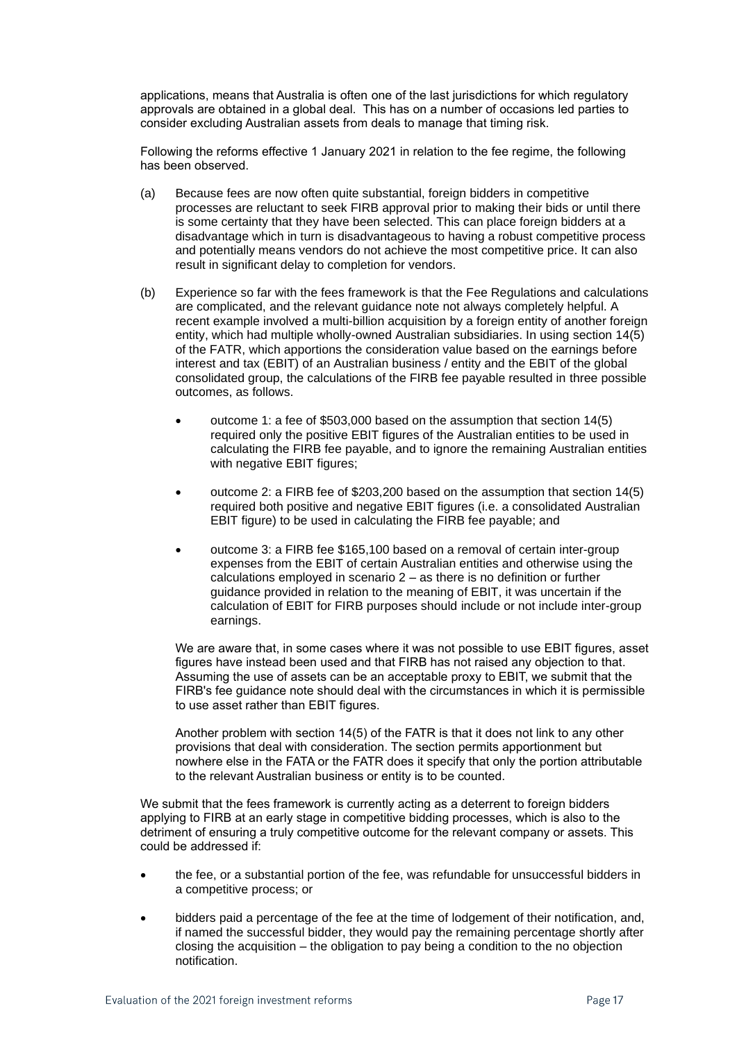applications, means that Australia is often one of the last jurisdictions for which regulatory approvals are obtained in a global deal. This has on a number of occasions led parties to consider excluding Australian assets from deals to manage that timing risk.

Following the reforms effective 1 January 2021 in relation to the fee regime, the following has been observed.

(a) Because fees are now often quite substantial, foreign bidders in competitive processes are reluctant to seek FIRB approval prior to making their bids or until there is some certainty that they have been selected. This can place foreign bidders at a disadvantage which in turn is disadvantageous to having a robust competitive process and potentially means vendors do not achieve the most competitive price. It can also result in significant delay to completion for vendors.

(b) Experience so far with the fees framework is that the Fee Regulations and calculations are complicated, and the relevant guidance note not always completely helpful. A recent example involved a multi-billion acquisition by a foreign entity of another foreign entity, which had multiple wholly-owned Australian subsidiaries. In using section 14(5) of the FATR, which apportions the consideration value based on the earnings before interest and tax (EBIT) of an Australian business / entity and the EBIT of the global consolidated group, the calculations of the FIRB fee payable resulted in three possible outcomes, as follows.

- outcome 1: a fee of $503,000 based on the assumption that section 14(5) required only the positive EBIT figures of the Australian entities to be used in calculating the FIRB fee payable, and to ignore the remaining Australian entities with negative EBIT figures;
- outcome 2: a FIRB fee of $203,200 based on the assumption that section 14(5) required both positive and negative EBIT figures (i.e. a consolidated Australian EBIT figure) to be used in calculating the FIRB fee payable; and
- outcome 3: a FIRB fee $165,100 based on a removal of certain inter-group expenses from the EBIT of certain Australian entities and otherwise using the calculations employed in scenario 2 – as there is no definition or further guidance provided in relation to the meaning of EBIT, it was uncertain if the calculation of EBIT for FIRB purposes should include or not include inter-group earnings.

We are aware that, in some cases where it was not possible to use EBIT figures, asset figures have instead been used and that FIRB has not raised any objection to that. Assuming the use of assets can be an acceptable proxy to EBIT, we submit that the FIRB's fee guidance note should deal with the circumstances in which it is permissible to use asset rather than EBIT figures.

Another problem with section 14(5) of the FATR is that it does not link to any other provisions that deal with consideration. The section permits apportionment but nowhere else in the FATA or the FATR does it specify that only the portion attributable to the relevant Australian business or entity is to be counted.

We submit that the fees framework is currently acting as a deterrent to foreign bidders applying to FIRB at an early stage in competitive bidding processes, which is also to the detriment of ensuring a truly competitive outcome for the relevant company or assets. This could be addressed if:

- the fee, or a substantial portion of the fee, was refundable for unsuccessful bidders in a competitive process; or
- bidders paid a percentage of the fee at the time of lodgement of their notification, and, if named the successful bidder, they would pay the remaining percentage shortly after closing the acquisition – the obligation to pay being a condition to the no objection notification.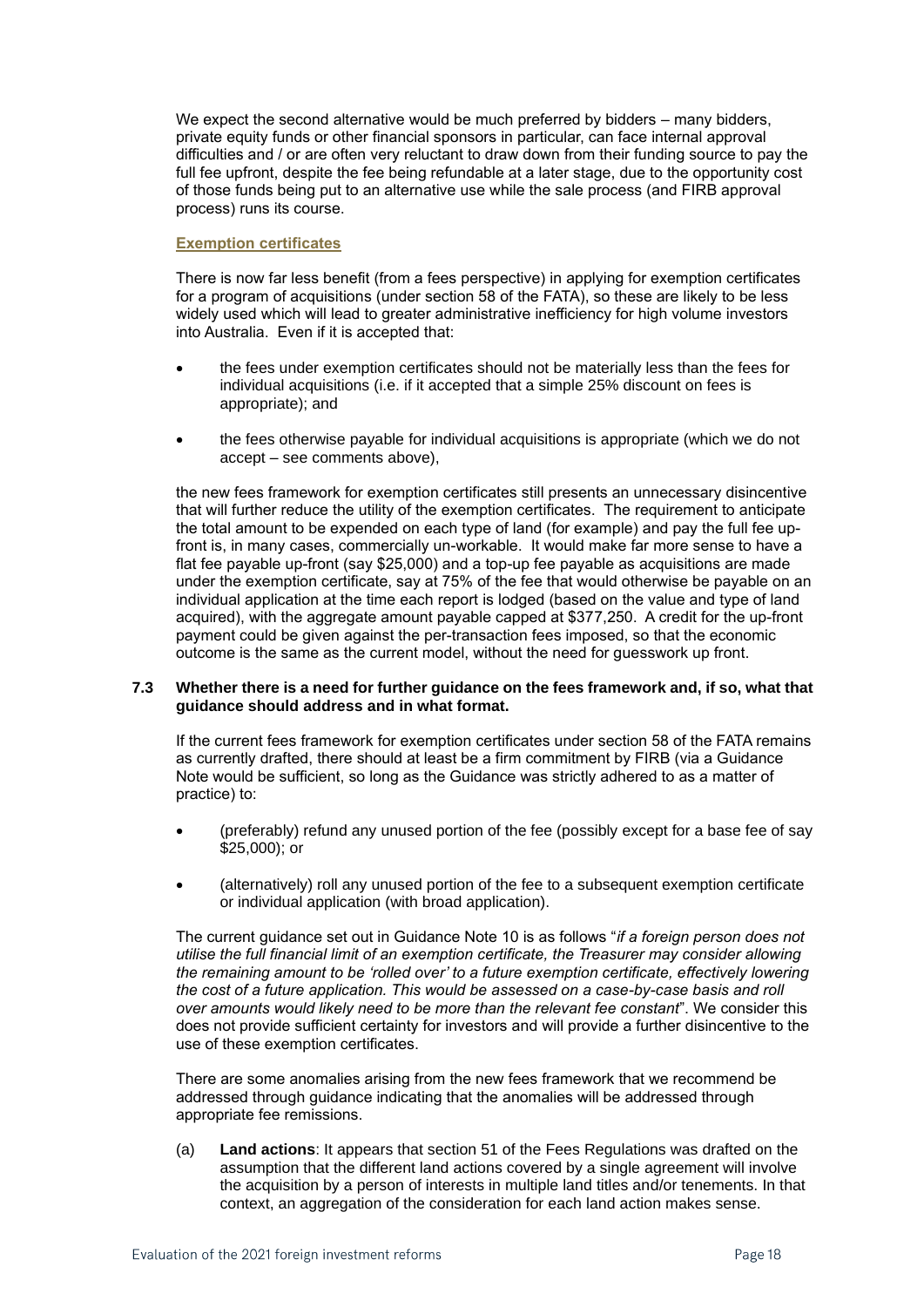We expect the second alternative would be much preferred by bidders – many bidders, private equity funds or other financial sponsors in particular, can face internal approval difficulties and / or are often very reluctant to draw down from their funding source to pay the full fee upfront, despite the fee being refundable at a later stage, due to the opportunity cost of those funds being put to an alternative use while the sale process (and FIRB approval process) runs its course.

**Exemption certificates**

There is now far less benefit (from a fees perspective) in applying for exemption certificates for a program of acquisitions (under section 58 of the FATA), so these are likely to be less widely used which will lead to greater administrative inefficiency for high volume investors into Australia. Even if it is accepted that:

- the fees under exemption certificates should not be materially less than the fees for individual acquisitions (i.e. if it accepted that a simple 25% discount on fees is appropriate); and
- the fees otherwise payable for individual acquisitions is appropriate (which we do not accept – see comments above),

the new fees framework for exemption certificates still presents an unnecessary disincentive that will further reduce the utility of the exemption certificates. The requirement to anticipate the total amount to be expended on each type of land (for example) and pay the full fee up-front is, in many cases, commercially un-workable. It would make far more sense to have a flat fee payable up-front (say $25,000) and a top-up fee payable as acquisitions are made under the exemption certificate, say at 75% of the fee that would otherwise be payable on an individual application at the time each report is lodged (based on the value and type of land acquired), with the aggregate amount payable capped at $377,250. A credit for the up-front payment could be given against the per-transaction fees imposed, so that the economic outcome is the same as the current model, without the need for guesswork up front.

### 7.3 Whether there is a need for further guidance on the fees framework and, if so, what that guidance should address and in what format.

If the current fees framework for exemption certificates under section 58 of the FATA remains as currently drafted, there should at least be a firm commitment by FIRB (via a Guidance Note would be sufficient, so long as the Guidance was strictly adhered to as a matter of practice) to:

- (preferably) refund any unused portion of the fee (possibly except for a base fee of say $25,000); or
- (alternatively) roll any unused portion of the fee to a subsequent exemption certificate or individual application (with broad application).

The current guidance set out in Guidance Note 10 is as follows "*if a foreign person does not utilise the full financial limit of an exemption certificate, the Treasurer may consider allowing the remaining amount to be 'rolled over' to a future exemption certificate, effectively lowering the cost of a future application. This would be assessed on a case-by-case basis and roll over amounts would likely need to be more than the relevant fee constant*". We consider this does not provide sufficient certainty for investors and will provide a further disincentive to the use of these exemption certificates.

There are some anomalies arising from the new fees framework that we recommend be addressed through guidance indicating that the anomalies will be addressed through appropriate fee remissions.

(a) **Land actions**: It appears that section 51 of the Fees Regulations was drafted on the assumption that the different land actions covered by a single agreement will involve the acquisition by a person of interests in multiple land titles and/or tenements. In that context, an aggregation of the consideration for each land action makes sense.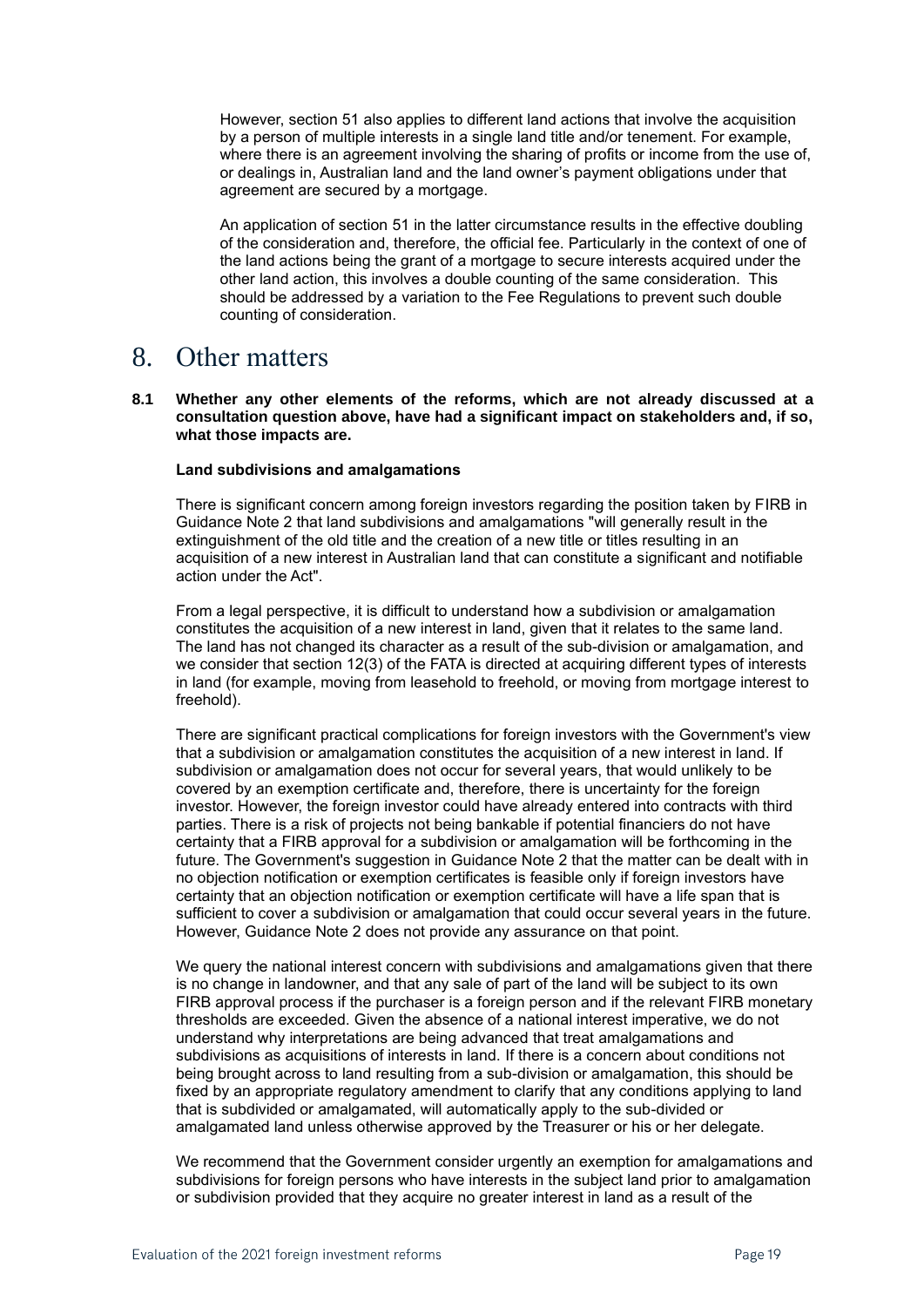However, section 51 also applies to different land actions that involve the acquisition by a person of multiple interests in a single land title and/or tenement. For example, where there is an agreement involving the sharing of profits or income from the use of, or dealings in, Australian land and the land owner's payment obligations under that agreement are secured by a mortgage.

An application of section 51 in the latter circumstance results in the effective doubling of the consideration and, therefore, the official fee. Particularly in the context of one of the land actions being the grant of a mortgage to secure interests acquired under the other land action, this involves a double counting of the same consideration. This should be addressed by a variation to the Fee Regulations to prevent such double counting of consideration.

# 8. Other matters

**8.1 Whether any other elements of the reforms, which are not already discussed at a consultation question above, have had a significant impact on stakeholders and, if so, what those impacts are.**

**Land subdivisions and amalgamations**

There is significant concern among foreign investors regarding the position taken by FIRB in Guidance Note 2 that land subdivisions and amalgamations "will generally result in the extinguishment of the old title and the creation of a new title or titles resulting in an acquisition of a new interest in Australian land that can constitute a significant and notifiable action under the Act".

From a legal perspective, it is difficult to understand how a subdivision or amalgamation constitutes the acquisition of a new interest in land, given that it relates to the same land. The land has not changed its character as a result of the sub-division or amalgamation, and we consider that section 12(3) of the FATA is directed at acquiring different types of interests in land (for example, moving from leasehold to freehold, or moving from mortgage interest to freehold).

There are significant practical complications for foreign investors with the Government's view that a subdivision or amalgamation constitutes the acquisition of a new interest in land. If subdivision or amalgamation does not occur for several years, that would unlikely to be covered by an exemption certificate and, therefore, there is uncertainty for the foreign investor. However, the foreign investor could have already entered into contracts with third parties. There is a risk of projects not being bankable if potential financiers do not have certainty that a FIRB approval for a subdivision or amalgamation will be forthcoming in the future. The Government's suggestion in Guidance Note 2 that the matter can be dealt with in no objection notification or exemption certificates is feasible only if foreign investors have certainty that an objection notification or exemption certificate will have a life span that is sufficient to cover a subdivision or amalgamation that could occur several years in the future. However, Guidance Note 2 does not provide any assurance on that point.

We query the national interest concern with subdivisions and amalgamations given that there is no change in landowner, and that any sale of part of the land will be subject to its own FIRB approval process if the purchaser is a foreign person and if the relevant FIRB monetary thresholds are exceeded. Given the absence of a national interest imperative, we do not understand why interpretations are being advanced that treat amalgamations and subdivisions as acquisitions of interests in land. If there is a concern about conditions not being brought across to land resulting from a sub-division or amalgamation, this should be fixed by an appropriate regulatory amendment to clarify that any conditions applying to land that is subdivided or amalgamated, will automatically apply to the sub-divided or amalgamated land unless otherwise approved by the Treasurer or his or her delegate.

We recommend that the Government consider urgently an exemption for amalgamations and subdivisions for foreign persons who have interests in the subject land prior to amalgamation or subdivision provided that they acquire no greater interest in land as a result of the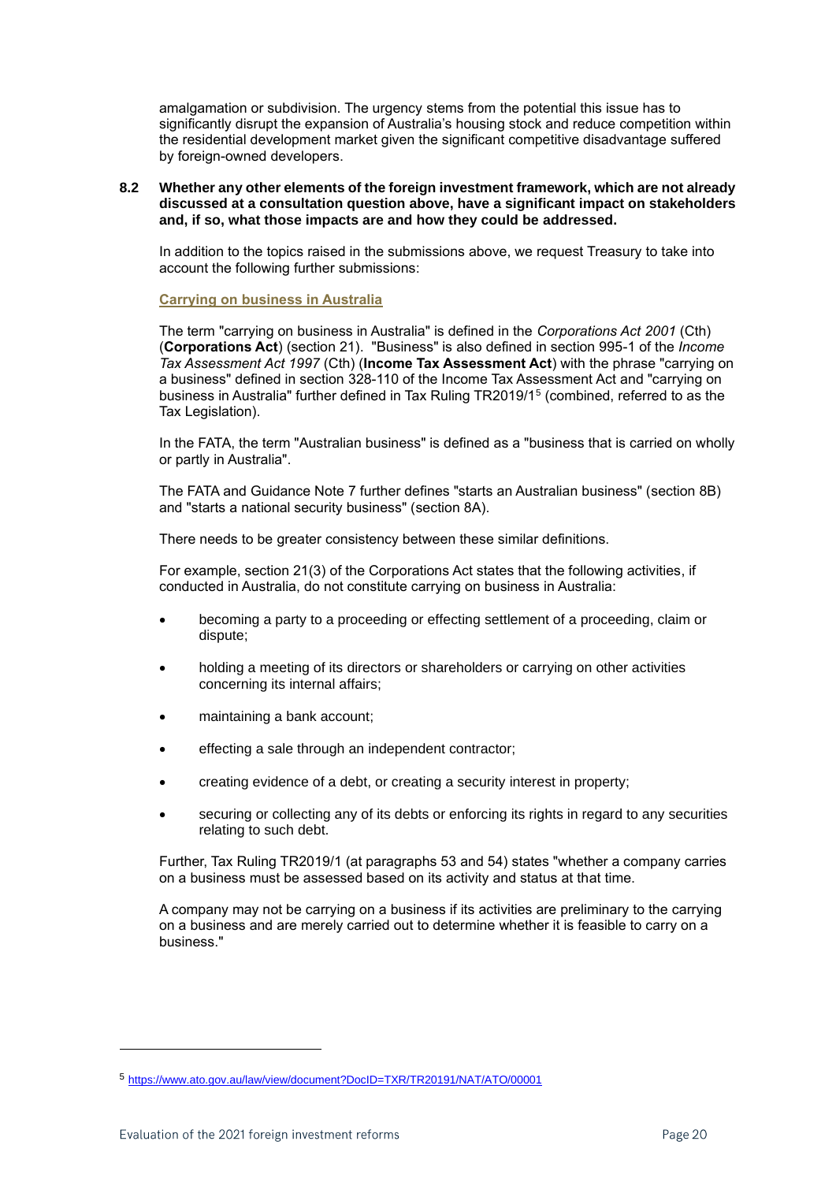amalgamation or subdivision. The urgency stems from the potential this issue has to significantly disrupt the expansion of Australia's housing stock and reduce competition within the residential development market given the significant competitive disadvantage suffered by foreign-owned developers.

**8.2 Whether any other elements of the foreign investment framework, which are not already discussed at a consultation question above, have a significant impact on stakeholders and, if so, what those impacts are and how they could be addressed.**

In addition to the topics raised in the submissions above, we request Treasury to take into account the following further submissions:

**Carrying on business in Australia**

The term "carrying on business in Australia" is defined in the *Corporations Act 2001* (Cth) (**Corporations Act**) (section 21). "Business" is also defined in section 995-1 of the *Income Tax Assessment Act 1997* (Cth) (**Income Tax Assessment Act**) with the phrase "carrying on a business" defined in section 328-110 of the Income Tax Assessment Act and "carrying on business in Australia" further defined in Tax Ruling TR2019/1[5] (combined, referred to as the Tax Legislation).

In the FATA, the term "Australian business" is defined as a "business that is carried on wholly or partly in Australia".

The FATA and Guidance Note 7 further defines "starts an Australian business" (section 8B) and "starts a national security business" (section 8A).

There needs to be greater consistency between these similar definitions.

For example, section 21(3) of the Corporations Act states that the following activities, if conducted in Australia, do not constitute carrying on business in Australia:

- becoming a party to a proceeding or effecting settlement of a proceeding, claim or dispute;
- holding a meeting of its directors or shareholders or carrying on other activities concerning its internal affairs;
- maintaining a bank account;
- effecting a sale through an independent contractor;
- creating evidence of a debt, or creating a security interest in property;
- securing or collecting any of its debts or enforcing its rights in regard to any securities relating to such debt.

Further, Tax Ruling TR2019/1 (at paragraphs 53 and 54) states "whether a company carries on a business must be assessed based on its activity and status at that time.

A company may not be carrying on a business if its activities are preliminary to the carrying on a business and are merely carried out to determine whether it is feasible to carry on a business."

[5] https://www.ato.gov.au/law/view/document?DocID=TXR/TR20191/NAT/ATO/00001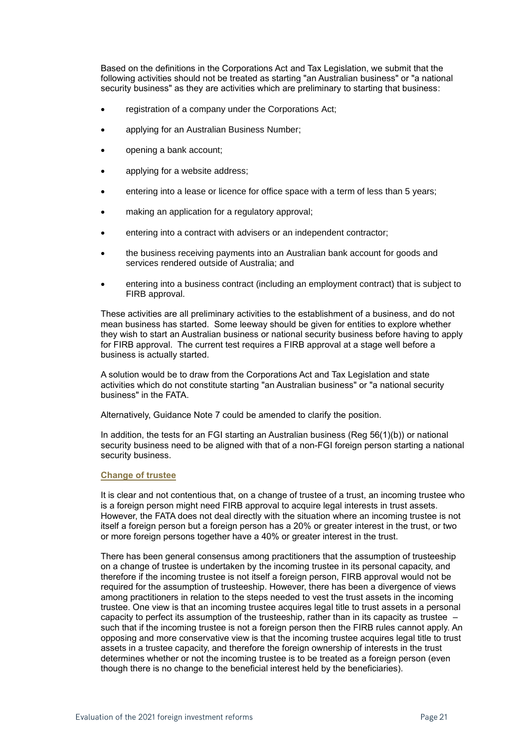Based on the definitions in the Corporations Act and Tax Legislation, we submit that the following activities should not be treated as starting "an Australian business" or "a national security business" as they are activities which are preliminary to starting that business:

- registration of a company under the Corporations Act;
- applying for an Australian Business Number;
- opening a bank account;
- applying for a website address;
- entering into a lease or licence for office space with a term of less than 5 years;
- making an application for a regulatory approval;
- entering into a contract with advisers or an independent contractor;
- the business receiving payments into an Australian bank account for goods and services rendered outside of Australia; and
- entering into a business contract (including an employment contract) that is subject to FIRB approval.

These activities are all preliminary activities to the establishment of a business, and do not mean business has started. Some leeway should be given for entities to explore whether they wish to start an Australian business or national security business before having to apply for FIRB approval. The current test requires a FIRB approval at a stage well before a business is actually started.

A solution would be to draw from the Corporations Act and Tax Legislation and state activities which do not constitute starting "an Australian business" or "a national security business" in the FATA.

Alternatively, Guidance Note 7 could be amended to clarify the position.

In addition, the tests for an FGI starting an Australian business (Reg 56(1)(b)) or national security business need to be aligned with that of a non-FGI foreign person starting a national security business.

**Change of trustee**

It is clear and not contentious that, on a change of trustee of a trust, an incoming trustee who is a foreign person might need FIRB approval to acquire legal interests in trust assets. However, the FATA does not deal directly with the situation where an incoming trustee is not itself a foreign person but a foreign person has a 20% or greater interest in the trust, or two or more foreign persons together have a 40% or greater interest in the trust.

There has been general consensus among practitioners that the assumption of trusteeship on a change of trustee is undertaken by the incoming trustee in its personal capacity, and therefore if the incoming trustee is not itself a foreign person, FIRB approval would not be required for the assumption of trusteeship. However, there has been a divergence of views among practitioners in relation to the steps needed to vest the trust assets in the incoming trustee. One view is that an incoming trustee acquires legal title to trust assets in a personal capacity to perfect its assumption of the trusteeship, rather than in its capacity as trustee – such that if the incoming trustee is not a foreign person then the FIRB rules cannot apply. An opposing and more conservative view is that the incoming trustee acquires legal title to trust assets in a trustee capacity, and therefore the foreign ownership of interests in the trust determines whether or not the incoming trustee is to be treated as a foreign person (even though there is no change to the beneficial interest held by the beneficiaries).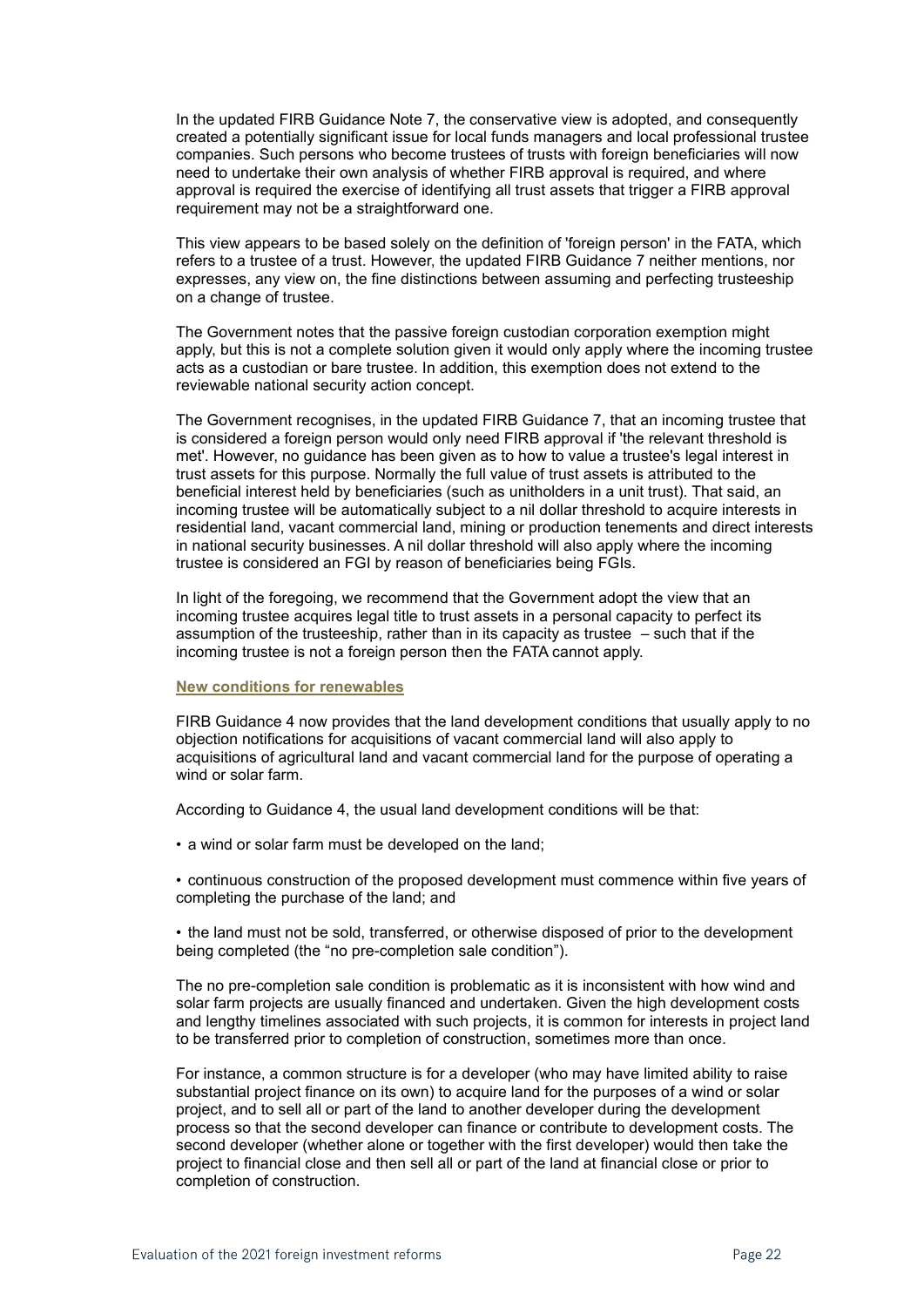In the updated FIRB Guidance Note 7, the conservative view is adopted, and consequently created a potentially significant issue for local funds managers and local professional trustee companies. Such persons who become trustees of trusts with foreign beneficiaries will now need to undertake their own analysis of whether FIRB approval is required, and where approval is required the exercise of identifying all trust assets that trigger a FIRB approval requirement may not be a straightforward one.

This view appears to be based solely on the definition of 'foreign person' in the FATA, which refers to a trustee of a trust. However, the updated FIRB Guidance 7 neither mentions, nor expresses, any view on, the fine distinctions between assuming and perfecting trusteeship on a change of trustee.

The Government notes that the passive foreign custodian corporation exemption might apply, but this is not a complete solution given it would only apply where the incoming trustee acts as a custodian or bare trustee. In addition, this exemption does not extend to the reviewable national security action concept.

The Government recognises, in the updated FIRB Guidance 7, that an incoming trustee that is considered a foreign person would only need FIRB approval if 'the relevant threshold is met'. However, no guidance has been given as to how to value a trustee's legal interest in trust assets for this purpose. Normally the full value of trust assets is attributed to the beneficial interest held by beneficiaries (such as unitholders in a unit trust). That said, an incoming trustee will be automatically subject to a nil dollar threshold to acquire interests in residential land, vacant commercial land, mining or production tenements and direct interests in national security businesses. A nil dollar threshold will also apply where the incoming trustee is considered an FGI by reason of beneficiaries being FGIs.

In light of the foregoing, we recommend that the Government adopt the view that an incoming trustee acquires legal title to trust assets in a personal capacity to perfect its assumption of the trusteeship, rather than in its capacity as trustee – such that if the incoming trustee is not a foreign person then the FATA cannot apply.

**New conditions for renewables**

FIRB Guidance 4 now provides that the land development conditions that usually apply to no objection notifications for acquisitions of vacant commercial land will also apply to acquisitions of agricultural land and vacant commercial land for the purpose of operating a wind or solar farm.

According to Guidance 4, the usual land development conditions will be that:

- a wind or solar farm must be developed on the land;
- continuous construction of the proposed development must commence within five years of completing the purchase of the land; and
- the land must not be sold, transferred, or otherwise disposed of prior to the development being completed (the "no pre-completion sale condition").

The no pre-completion sale condition is problematic as it is inconsistent with how wind and solar farm projects are usually financed and undertaken. Given the high development costs and lengthy timelines associated with such projects, it is common for interests in project land to be transferred prior to completion of construction, sometimes more than once.

For instance, a common structure is for a developer (who may have limited ability to raise substantial project finance on its own) to acquire land for the purposes of a wind or solar project, and to sell all or part of the land to another developer during the development process so that the second developer can finance or contribute to development costs. The second developer (whether alone or together with the first developer) would then take the project to financial close and then sell all or part of the land at financial close or prior to completion of construction.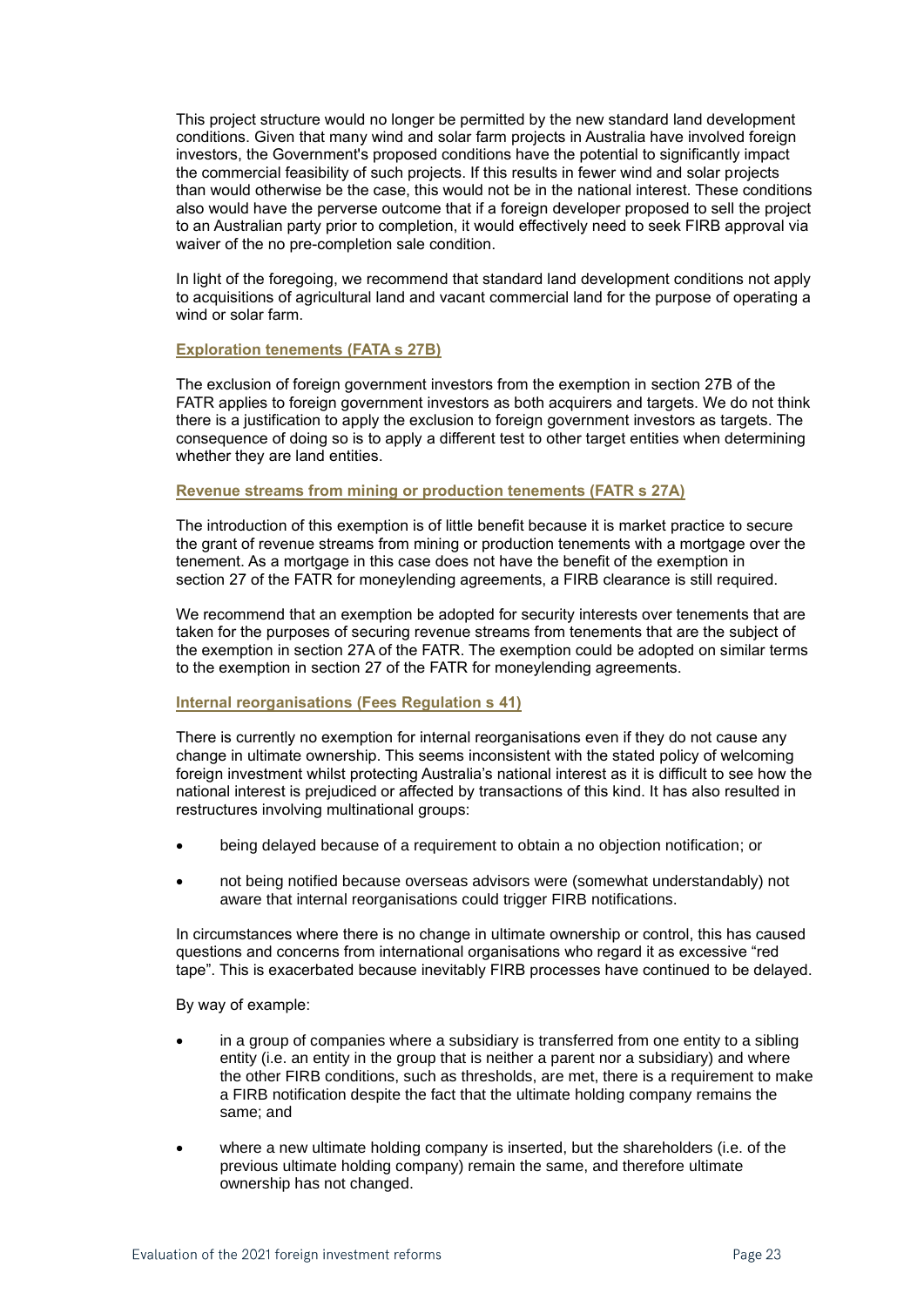This project structure would no longer be permitted by the new standard land development conditions. Given that many wind and solar farm projects in Australia have involved foreign investors, the Government's proposed conditions have the potential to significantly impact the commercial feasibility of such projects. If this results in fewer wind and solar projects than would otherwise be the case, this would not be in the national interest. These conditions also would have the perverse outcome that if a foreign developer proposed to sell the project to an Australian party prior to completion, it would effectively need to seek FIRB approval via waiver of the no pre-completion sale condition.

In light of the foregoing, we recommend that standard land development conditions not apply to acquisitions of agricultural land and vacant commercial land for the purpose of operating a wind or solar farm.

### Exploration tenements (FATA s 27B)

The exclusion of foreign government investors from the exemption in section 27B of the FATR applies to foreign government investors as both acquirers and targets. We do not think there is a justification to apply the exclusion to foreign government investors as targets. The consequence of doing so is to apply a different test to other target entities when determining whether they are land entities.

### Revenue streams from mining or production tenements (FATR s 27A)

The introduction of this exemption is of little benefit because it is market practice to secure the grant of revenue streams from mining or production tenements with a mortgage over the tenement. As a mortgage in this case does not have the benefit of the exemption in section 27 of the FATR for moneylending agreements, a FIRB clearance is still required.

We recommend that an exemption be adopted for security interests over tenements that are taken for the purposes of securing revenue streams from tenements that are the subject of the exemption in section 27A of the FATR. The exemption could be adopted on similar terms to the exemption in section 27 of the FATR for moneylending agreements.

### Internal reorganisations (Fees Regulation s 41)

There is currently no exemption for internal reorganisations even if they do not cause any change in ultimate ownership. This seems inconsistent with the stated policy of welcoming foreign investment whilst protecting Australia's national interest as it is difficult to see how the national interest is prejudiced or affected by transactions of this kind. It has also resulted in restructures involving multinational groups:

- being delayed because of a requirement to obtain a no objection notification; or
- not being notified because overseas advisors were (somewhat understandably) not aware that internal reorganisations could trigger FIRB notifications.

In circumstances where there is no change in ultimate ownership or control, this has caused questions and concerns from international organisations who regard it as excessive "red tape". This is exacerbated because inevitably FIRB processes have continued to be delayed.

By way of example:

- in a group of companies where a subsidiary is transferred from one entity to a sibling entity (i.e. an entity in the group that is neither a parent nor a subsidiary) and where the other FIRB conditions, such as thresholds, are met, there is a requirement to make a FIRB notification despite the fact that the ultimate holding company remains the same; and
- where a new ultimate holding company is inserted, but the shareholders (i.e. of the previous ultimate holding company) remain the same, and therefore ultimate ownership has not changed.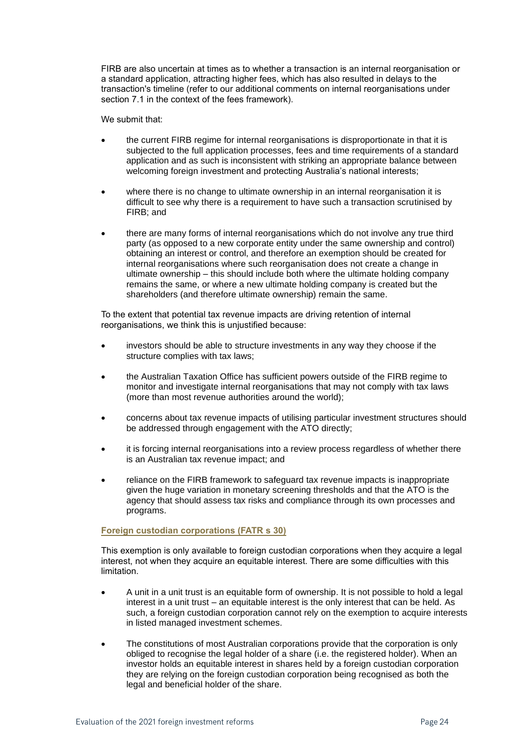FIRB are also uncertain at times as to whether a transaction is an internal reorganisation or a standard application, attracting higher fees, which has also resulted in delays to the transaction's timeline (refer to our additional comments on internal reorganisations under section 7.1 in the context of the fees framework).

We submit that:

- the current FIRB regime for internal reorganisations is disproportionate in that it is subjected to the full application processes, fees and time requirements of a standard application and as such is inconsistent with striking an appropriate balance between welcoming foreign investment and protecting Australia's national interests;
- where there is no change to ultimate ownership in an internal reorganisation it is difficult to see why there is a requirement to have such a transaction scrutinised by FIRB; and
- there are many forms of internal reorganisations which do not involve any true third party (as opposed to a new corporate entity under the same ownership and control) obtaining an interest or control, and therefore an exemption should be created for internal reorganisations where such reorganisation does not create a change in ultimate ownership – this should include both where the ultimate holding company remains the same, or where a new ultimate holding company is created but the shareholders (and therefore ultimate ownership) remain the same.

To the extent that potential tax revenue impacts are driving retention of internal reorganisations, we think this is unjustified because:

- investors should be able to structure investments in any way they choose if the structure complies with tax laws;
- the Australian Taxation Office has sufficient powers outside of the FIRB regime to monitor and investigate internal reorganisations that may not comply with tax laws (more than most revenue authorities around the world);
- concerns about tax revenue impacts of utilising particular investment structures should be addressed through engagement with the ATO directly;
- it is forcing internal reorganisations into a review process regardless of whether there is an Australian tax revenue impact; and
- reliance on the FIRB framework to safeguard tax revenue impacts is inappropriate given the huge variation in monetary screening thresholds and that the ATO is the agency that should assess tax risks and compliance through its own processes and programs.

#### Foreign custodian corporations (FATR s 30)

This exemption is only available to foreign custodian corporations when they acquire a legal interest, not when they acquire an equitable interest. There are some difficulties with this limitation.

- A unit in a unit trust is an equitable form of ownership. It is not possible to hold a legal interest in a unit trust – an equitable interest is the only interest that can be held. As such, a foreign custodian corporation cannot rely on the exemption to acquire interests in listed managed investment schemes.
- The constitutions of most Australian corporations provide that the corporation is only obliged to recognise the legal holder of a share (i.e. the registered holder). When an investor holds an equitable interest in shares held by a foreign custodian corporation they are relying on the foreign custodian corporation being recognised as both the legal and beneficial holder of the share.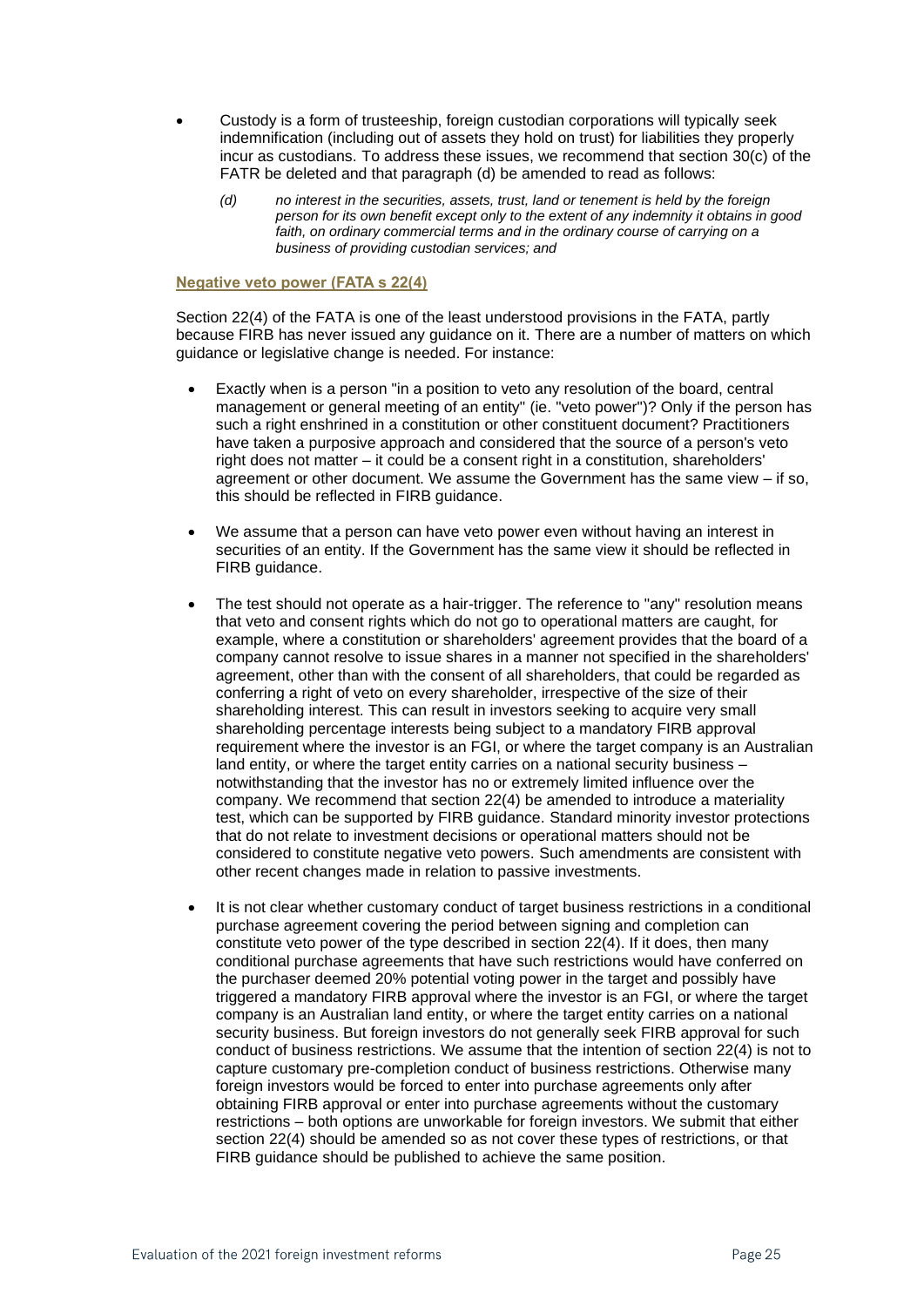- Custody is a form of trusteeship, foreign custodian corporations will typically seek indemnification (including out of assets they hold on trust) for liabilities they properly incur as custodians. To address these issues, we recommend that section 30(c) of the FATR be deleted and that paragraph (d) be amended to read as follows:

  *(d) no interest in the securities, assets, trust, land or tenement is held by the foreign person for its own benefit except only to the extent of any indemnity it obtains in good faith, on ordinary commercial terms and in the ordinary course of carrying on a business of providing custodian services; and*

#### Negative veto power (FATA s 22(4))

Section 22(4) of the FATA is one of the least understood provisions in the FATA, partly because FIRB has never issued any guidance on it. There are a number of matters on which guidance or legislative change is needed. For instance:

- Exactly when is a person "in a position to veto any resolution of the board, central management or general meeting of an entity" (ie. "veto power")? Only if the person has such a right enshrined in a constitution or other constituent document? Practitioners have taken a purposive approach and considered that the source of a person's veto right does not matter – it could be a consent right in a constitution, shareholders' agreement or other document. We assume the Government has the same view – if so, this should be reflected in FIRB guidance.
- We assume that a person can have veto power even without having an interest in securities of an entity. If the Government has the same view it should be reflected in FIRB guidance.
- The test should not operate as a hair-trigger. The reference to "any" resolution means that veto and consent rights which do not go to operational matters are caught, for example, where a constitution or shareholders' agreement provides that the board of a company cannot resolve to issue shares in a manner not specified in the shareholders' agreement, other than with the consent of all shareholders, that could be regarded as conferring a right of veto on every shareholder, irrespective of the size of their shareholding interest. This can result in investors seeking to acquire very small shareholding percentage interests being subject to a mandatory FIRB approval requirement where the investor is an FGI, or where the target company is an Australian land entity, or where the target entity carries on a national security business – notwithstanding that the investor has no or extremely limited influence over the company. We recommend that section 22(4) be amended to introduce a materiality test, which can be supported by FIRB guidance. Standard minority investor protections that do not relate to investment decisions or operational matters should not be considered to constitute negative veto powers. Such amendments are consistent with other recent changes made in relation to passive investments.
- It is not clear whether customary conduct of target business restrictions in a conditional purchase agreement covering the period between signing and completion can constitute veto power of the type described in section 22(4). If it does, then many conditional purchase agreements that have such restrictions would have conferred on the purchaser deemed 20% potential voting power in the target and possibly have triggered a mandatory FIRB approval where the investor is an FGI, or where the target company is an Australian land entity, or where the target entity carries on a national security business. But foreign investors do not generally seek FIRB approval for such conduct of business restrictions. We assume that the intention of section 22(4) is not to capture customary pre-completion conduct of business restrictions. Otherwise many foreign investors would be forced to enter into purchase agreements only after obtaining FIRB approval or enter into purchase agreements without the customary restrictions – both options are unworkable for foreign investors. We submit that either section 22(4) should be amended so as not cover these types of restrictions, or that FIRB guidance should be published to achieve the same position.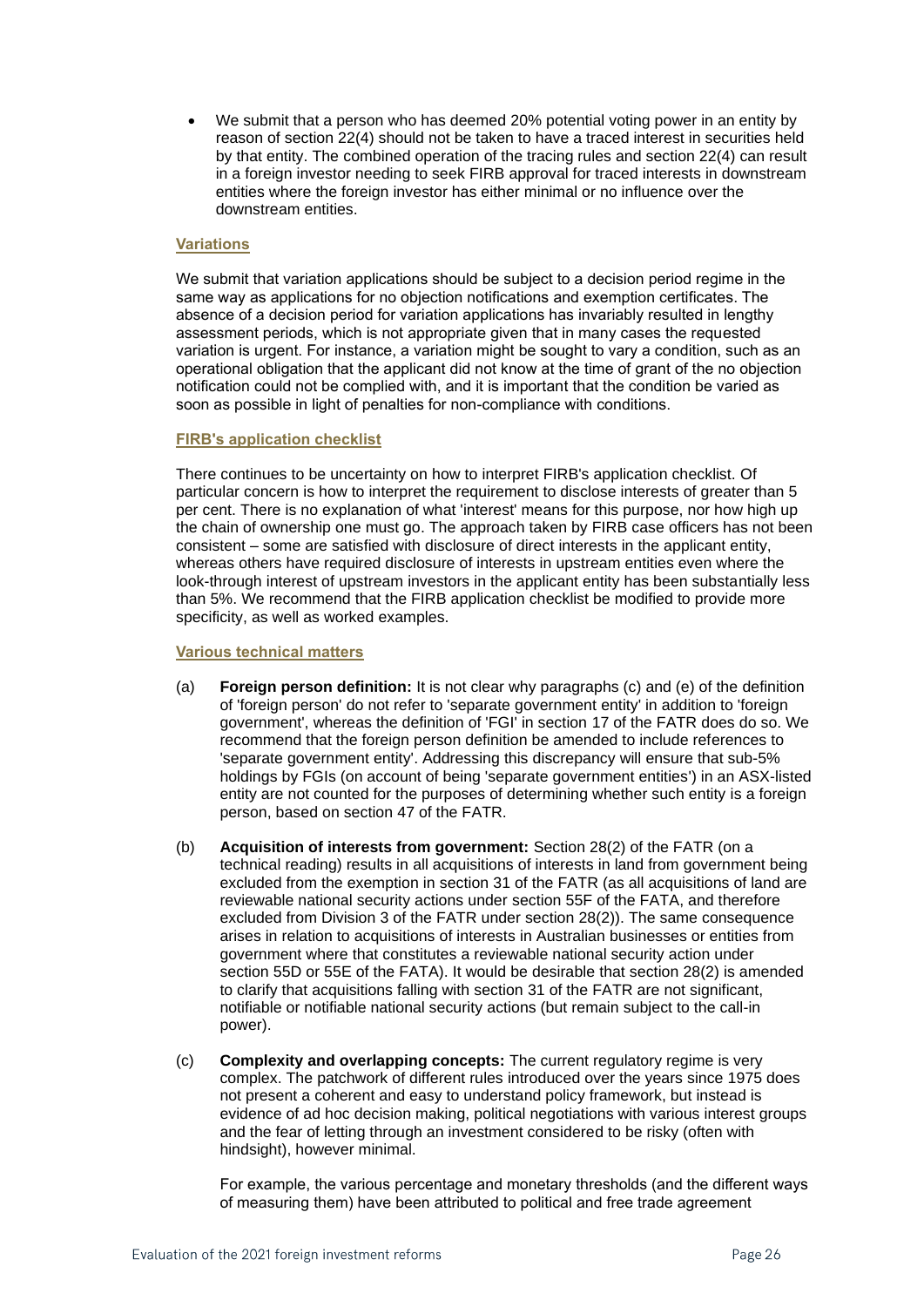- We submit that a person who has deemed 20% potential voting power in an entity by reason of section 22(4) should not be taken to have a traced interest in securities held by that entity. The combined operation of the tracing rules and section 22(4) can result in a foreign investor needing to seek FIRB approval for traced interests in downstream entities where the foreign investor has either minimal or no influence over the downstream entities.

**Variations**

We submit that variation applications should be subject to a decision period regime in the same way as applications for no objection notifications and exemption certificates. The absence of a decision period for variation applications has invariably resulted in lengthy assessment periods, which is not appropriate given that in many cases the requested variation is urgent. For instance, a variation might be sought to vary a condition, such as an operational obligation that the applicant did not know at the time of grant of the no objection notification could not be complied with, and it is important that the condition be varied as soon as possible in light of penalties for non-compliance with conditions.

**FIRB's application checklist**

There continues to be uncertainty on how to interpret FIRB's application checklist. Of particular concern is how to interpret the requirement to disclose interests of greater than 5 per cent. There is no explanation of what 'interest' means for this purpose, nor how high up the chain of ownership one must go. The approach taken by FIRB case officers has not been consistent – some are satisfied with disclosure of direct interests in the applicant entity, whereas others have required disclosure of interests in upstream entities even where the look-through interest of upstream investors in the applicant entity has been substantially less than 5%. We recommend that the FIRB application checklist be modified to provide more specificity, as well as worked examples.

**Various technical matters**

(a) **Foreign person definition:** It is not clear why paragraphs (c) and (e) of the definition of 'foreign person' do not refer to 'separate government entity' in addition to 'foreign government', whereas the definition of 'FGI' in section 17 of the FATR does do so. We recommend that the foreign person definition be amended to include references to 'separate government entity'. Addressing this discrepancy will ensure that sub-5% holdings by FGIs (on account of being 'separate government entities') in an ASX-listed entity are not counted for the purposes of determining whether such entity is a foreign person, based on section 47 of the FATR.

(b) **Acquisition of interests from government:** Section 28(2) of the FATR (on a technical reading) results in all acquisitions of interests in land from government being excluded from the exemption in section 31 of the FATR (as all acquisitions of land are reviewable national security actions under section 55F of the FATA, and therefore excluded from Division 3 of the FATR under section 28(2)). The same consequence arises in relation to acquisitions of interests in Australian businesses or entities from government where that constitutes a reviewable national security action under section 55D or 55E of the FATA). It would be desirable that section 28(2) is amended to clarify that acquisitions falling with section 31 of the FATR are not significant, notifiable or notifiable national security actions (but remain subject to the call-in power).

(c) **Complexity and overlapping concepts:** The current regulatory regime is very complex. The patchwork of different rules introduced over the years since 1975 does not present a coherent and easy to understand policy framework, but instead is evidence of ad hoc decision making, political negotiations with various interest groups and the fear of letting through an investment considered to be risky (often with hindsight), however minimal.

For example, the various percentage and monetary thresholds (and the different ways of measuring them) have been attributed to political and free trade agreement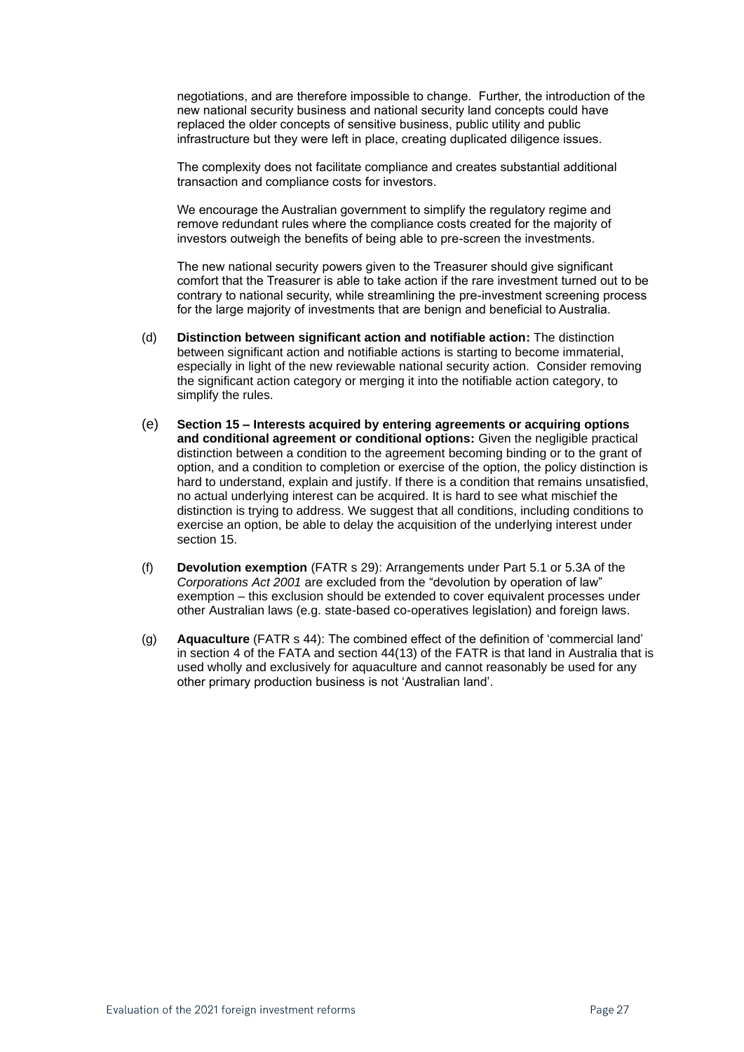negotiations, and are therefore impossible to change. Further, the introduction of the new national security business and national security land concepts could have replaced the older concepts of sensitive business, public utility and public infrastructure but they were left in place, creating duplicated diligence issues.

The complexity does not facilitate compliance and creates substantial additional transaction and compliance costs for investors.

We encourage the Australian government to simplify the regulatory regime and remove redundant rules where the compliance costs created for the majority of investors outweigh the benefits of being able to pre-screen the investments.

The new national security powers given to the Treasurer should give significant comfort that the Treasurer is able to take action if the rare investment turned out to be contrary to national security, while streamlining the pre-investment screening process for the large majority of investments that are benign and beneficial to Australia.

(d) **Distinction between significant action and notifiable action:** The distinction between significant action and notifiable actions is starting to become immaterial, especially in light of the new reviewable national security action. Consider removing the significant action category or merging it into the notifiable action category, to simplify the rules.

(e) **Section 15 – Interests acquired by entering agreements or acquiring options and conditional agreement or conditional options:** Given the negligible practical distinction between a condition to the agreement becoming binding or to the grant of option, and a condition to completion or exercise of the option, the policy distinction is hard to understand, explain and justify. If there is a condition that remains unsatisfied, no actual underlying interest can be acquired. It is hard to see what mischief the distinction is trying to address. We suggest that all conditions, including conditions to exercise an option, be able to delay the acquisition of the underlying interest under section 15.

(f) **Devolution exemption** (FATR s 29): Arrangements under Part 5.1 or 5.3A of the *Corporations Act 2001* are excluded from the "devolution by operation of law" exemption – this exclusion should be extended to cover equivalent processes under other Australian laws (e.g. state-based co-operatives legislation) and foreign laws.

(g) **Aquaculture** (FATR s 44): The combined effect of the definition of 'commercial land' in section 4 of the FATA and section 44(13) of the FATR is that land in Australia that is used wholly and exclusively for aquaculture and cannot reasonably be used for any other primary production business is not 'Australian land'.